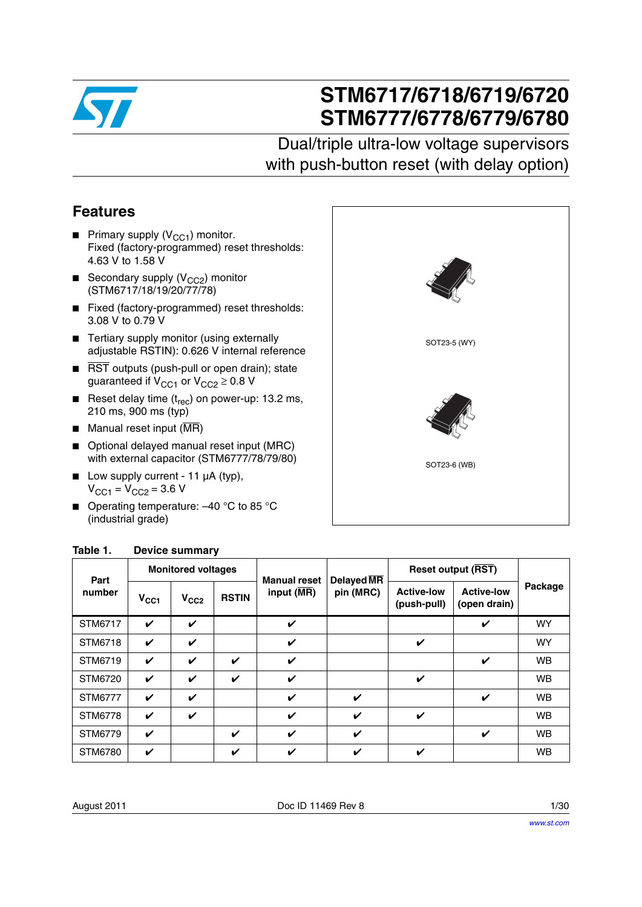# STM6717/6718/6719/6720
# STM6777/6778/6779/6780

## Dual/triple ultra-low voltage supervisors with push-button reset (with delay option)

## Features

- Primary supply ($V_{CC1}$) monitor. Fixed (factory-programmed) reset thresholds: 4.63 V to 1.58 V
- Secondary supply ($V_{CC2}$) monitor (STM6717/18/19/20/77/78)
- Fixed (factory-programmed) reset thresholds: 3.08 V to 0.79 V
- Tertiary supply monitor (using externally adjustable RSTIN): 0.626 V internal reference
- $\overline{RST}$ outputs (push-pull or open drain); state guaranteed if $V_{CC1}$ or $V_{CC2} \geq 0.8$ V
- Reset delay time ($t_{rec}$) on power-up: 13.2 ms, 210 ms, 900 ms (typ)
- Manual reset input ($\overline{MR}$)
- Optional delayed manual reset input (MRC) with external capacitor (STM6777/78/79/80)
- Low supply current - 11 µA (typ), $V_{CC1} = V_{CC2} = 3.6$ V
- Operating temperature: –40 °C to 85 °C (industrial grade)

SOT23-5 (WY)

SOT23-6 (WB)

**Table 1. Device summary**

| Part number | Monitored voltages | | | Manual reset input ($\overline{MR}$) | Delayed $\overline{MR}$ pin (MRC) | Reset output ($\overline{RST}$) | | Package |
|---|---|---|---|---|---|---|---|---|
| | $V_{CC1}$ | $V_{CC2}$ | RSTIN | | | Active-low (push-pull) | Active-low (open drain) | |
| STM6717 | ✔ | ✔ | | ✔ | | | ✔ | WY |
| STM6718 | ✔ | ✔ | | ✔ | | ✔ | | WY |
| STM6719 | ✔ | ✔ | ✔ | ✔ | | | ✔ | WB |
| STM6720 | ✔ | ✔ | ✔ | ✔ | | ✔ | | WB |
| STM6777 | ✔ | ✔ | | ✔ | ✔ | | ✔ | WB |
| STM6778 | ✔ | ✔ | | ✔ | ✔ | ✔ | | WB |
| STM6779 | ✔ | | ✔ | ✔ | ✔ | | ✔ | WB |
| STM6780 | ✔ | | ✔ | ✔ | ✔ | ✔ | | WB |

August 2011 Doc ID 11469 Rev 8

www.st.com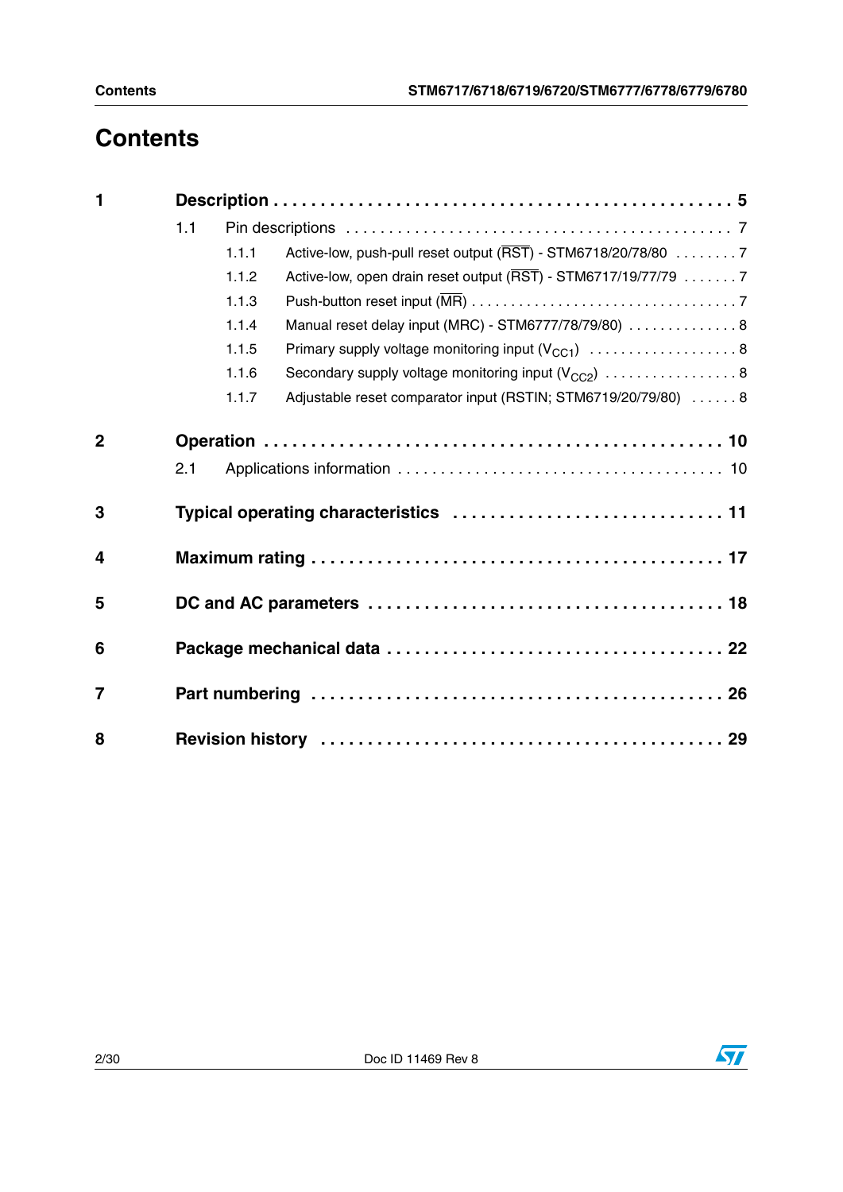# Contents

**1 Description . . . . . . . . . . . . . . . . . . . . . . . . . . . . . . . . . . . . . . . . . . . . 5**

- 1.1 Pin descriptions . . . . . . . . . . . . . . . . . . . . . . . . . . . . . . . . . . . . . . . . . 7
  - 1.1.1 Active-low, push-pull reset output ($\overline{RST}$) - STM6718/20/78/80 . . . . . . . . 7
  - 1.1.2 Active-low, open drain reset output ($\overline{RST}$) - STM6717/19/77/79 . . . . . . . 7
  - 1.1.3 Push-button reset input ($\overline{MR}$) . . . . . . . . . . . . . . . . . . . . . . . . . . . . . . . . . 7
  - 1.1.4 Manual reset delay input (MRC) - STM6777/78/79/80) . . . . . . . . . . . . . . 8
  - 1.1.5 Primary supply voltage monitoring input ($V_{CC1}$) . . . . . . . . . . . . . . . . . . . 8
  - 1.1.6 Secondary supply voltage monitoring input ($V_{CC2}$) . . . . . . . . . . . . . . . . . 8
  - 1.1.7 Adjustable reset comparator input (RSTIN; STM6719/20/79/80) . . . . . . 8

**2 Operation . . . . . . . . . . . . . . . . . . . . . . . . . . . . . . . . . . . . . . . . . . . . . 10**

- 2.1 Applications information . . . . . . . . . . . . . . . . . . . . . . . . . . . . . . . . . . . . 10

**3 Typical operating characteristics . . . . . . . . . . . . . . . . . . . . . . . . . . . . 11**

**4 Maximum rating . . . . . . . . . . . . . . . . . . . . . . . . . . . . . . . . . . . . . . . . . 17**

**5 DC and AC parameters . . . . . . . . . . . . . . . . . . . . . . . . . . . . . . . . . . . 18**

**6 Package mechanical data . . . . . . . . . . . . . . . . . . . . . . . . . . . . . . . . . 22**

**7 Part numbering . . . . . . . . . . . . . . . . . . . . . . . . . . . . . . . . . . . . . . . . . 26**

**8 Revision history . . . . . . . . . . . . . . . . . . . . . . . . . . . . . . . . . . . . . . . . 29**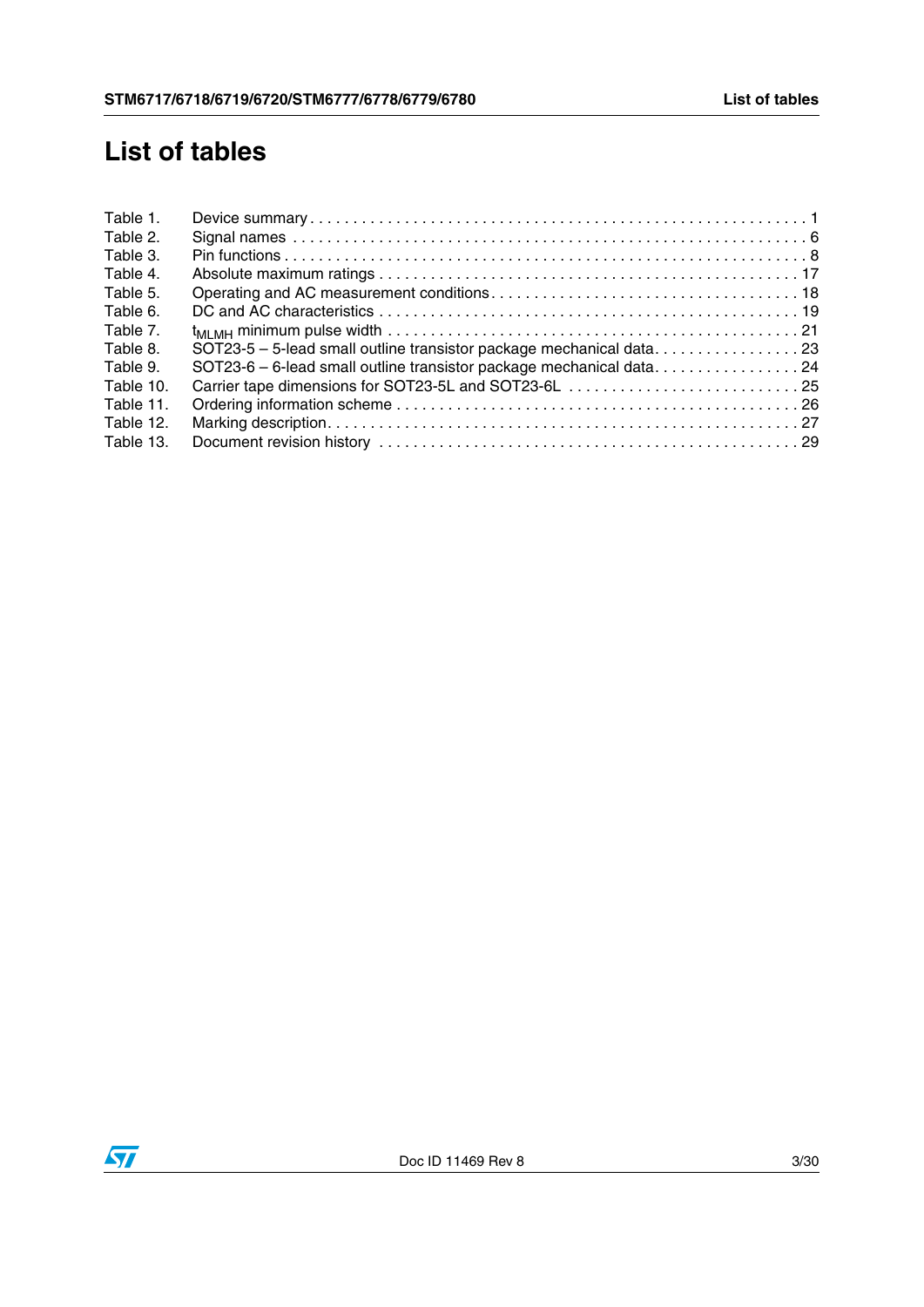# List of tables

Table 1. Device summary . . . . . . . . . . . . . . . . . . . . . . . . . . . . . . . . . . . . . . . . . . . . . . . . . . . . . . . . . 1
Table 2. Signal names . . . . . . . . . . . . . . . . . . . . . . . . . . . . . . . . . . . . . . . . . . . . . . . . . . . . . . . . . . 6
Table 3. Pin functions . . . . . . . . . . . . . . . . . . . . . . . . . . . . . . . . . . . . . . . . . . . . . . . . . . . . . . . . . . 8
Table 4. Absolute maximum ratings . . . . . . . . . . . . . . . . . . . . . . . . . . . . . . . . . . . . . . . . . . . . . . . 17
Table 5. Operating and AC measurement conditions . . . . . . . . . . . . . . . . . . . . . . . . . . . . . . . . . . . 18
Table 6. DC and AC characteristics . . . . . . . . . . . . . . . . . . . . . . . . . . . . . . . . . . . . . . . . . . . . . . . 19
Table 7. $t_{MLMH}$ minimum pulse width . . . . . . . . . . . . . . . . . . . . . . . . . . . . . . . . . . . . . . . . . . . . 21
Table 8. SOT23-5 – 5-lead small outline transistor package mechanical data . . . . . . . . . . . . . . . . . 23
Table 9. SOT23-6 – 6-lead small outline transistor package mechanical data . . . . . . . . . . . . . . . . . 24
Table 10. Carrier tape dimensions for SOT23-5L and SOT23-6L . . . . . . . . . . . . . . . . . . . . . . . . . . . 25
Table 11. Ordering information scheme . . . . . . . . . . . . . . . . . . . . . . . . . . . . . . . . . . . . . . . . . . . . . 26
Table 12. Marking description . . . . . . . . . . . . . . . . . . . . . . . . . . . . . . . . . . . . . . . . . . . . . . . . . . . . 27
Table 13. Document revision history . . . . . . . . . . . . . . . . . . . . . . . . . . . . . . . . . . . . . . . . . . . . . . . 29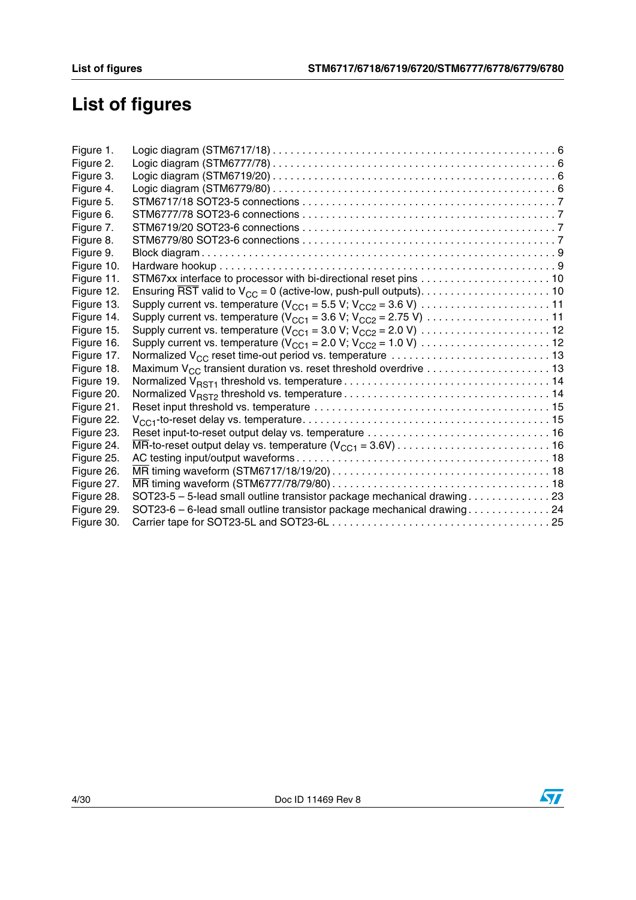# List of figures

Figure 1. Logic diagram (STM6717/18) . . . . . . . . . . . . . . . . . . . . . . . . . . . . . . . . . . . . . . . . . . . . . . 6
Figure 2. Logic diagram (STM6777/78) . . . . . . . . . . . . . . . . . . . . . . . . . . . . . . . . . . . . . . . . . . . . . . 6
Figure 3. Logic diagram (STM6719/20) . . . . . . . . . . . . . . . . . . . . . . . . . . . . . . . . . . . . . . . . . . . . . . 6
Figure 4. Logic diagram (STM6779/80) . . . . . . . . . . . . . . . . . . . . . . . . . . . . . . . . . . . . . . . . . . . . . . 6
Figure 5. STM6717/18 SOT23-5 connections . . . . . . . . . . . . . . . . . . . . . . . . . . . . . . . . . . . . . . . . . 7
Figure 6. STM6777/78 SOT23-6 connections . . . . . . . . . . . . . . . . . . . . . . . . . . . . . . . . . . . . . . . . . 7
Figure 7. STM6719/20 SOT23-6 connections . . . . . . . . . . . . . . . . . . . . . . . . . . . . . . . . . . . . . . . . . 7
Figure 8. STM6779/80 SOT23-6 connections . . . . . . . . . . . . . . . . . . . . . . . . . . . . . . . . . . . . . . . . . 7
Figure 9. Block diagram . . . . . . . . . . . . . . . . . . . . . . . . . . . . . . . . . . . . . . . . . . . . . . . . . . . . . . . . . 9
Figure 10. Hardware hookup . . . . . . . . . . . . . . . . . . . . . . . . . . . . . . . . . . . . . . . . . . . . . . . . . . . . . . 9
Figure 11. STM67xx interface to processor with bi-directional reset pins . . . . . . . . . . . . . . . . . . . . . . 10
Figure 12. Ensuring $\overline{RST}$ valid to $V_{CC}$ = 0 (active-low, push-pull outputs). . . . . . . . . . . . . . . . . . . . . . 10
Figure 13. Supply current vs. temperature ($V_{CC1}$ = 5.5 V; $V_{CC2}$ = 3.6 V) . . . . . . . . . . . . . . . . . . . . . . 11
Figure 14. Supply current vs. temperature ($V_{CC1}$ = 3.6 V; $V_{CC2}$ = 2.75 V) . . . . . . . . . . . . . . . . . . . . . 11
Figure 15. Supply current vs. temperature ($V_{CC1}$ = 3.0 V; $V_{CC2}$ = 2.0 V) . . . . . . . . . . . . . . . . . . . . . . 12
Figure 16. Supply current vs. temperature ($V_{CC1}$ = 2.0 V; $V_{CC2}$ = 1.0 V) . . . . . . . . . . . . . . . . . . . . . . 12
Figure 17. Normalized $V_{CC}$ reset time-out period vs. temperature . . . . . . . . . . . . . . . . . . . . . . . . . . . 13
Figure 18. Maximum $V_{CC}$ transient duration vs. reset threshold overdrive . . . . . . . . . . . . . . . . . . . . . 13
Figure 19. Normalized $V_{RST1}$ threshold vs. temperature . . . . . . . . . . . . . . . . . . . . . . . . . . . . . . . . . . 14
Figure 20. Normalized $V_{RST2}$ threshold vs. temperature . . . . . . . . . . . . . . . . . . . . . . . . . . . . . . . . . . 14
Figure 21. Reset input threshold vs. temperature . . . . . . . . . . . . . . . . . . . . . . . . . . . . . . . . . . . . . . . . 15
Figure 22. $V_{CC1}$-to-reset delay vs. temperature. . . . . . . . . . . . . . . . . . . . . . . . . . . . . . . . . . . . . . . . . 15
Figure 23. Reset input-to-reset output delay vs. temperature . . . . . . . . . . . . . . . . . . . . . . . . . . . . . . . 16
Figure 24. $\overline{MR}$-to-reset output delay vs. temperature ($V_{CC1}$ = 3.6V) . . . . . . . . . . . . . . . . . . . . . . . . . . 16
Figure 25. AC testing input/output waveforms . . . . . . . . . . . . . . . . . . . . . . . . . . . . . . . . . . . . . . . . . . 18
Figure 26. $\overline{MR}$ timing waveform (STM6717/18/19/20) . . . . . . . . . . . . . . . . . . . . . . . . . . . . . . . . . . . . 18
Figure 27. $\overline{MR}$ timing waveform (STM6777/78/79/80) . . . . . . . . . . . . . . . . . . . . . . . . . . . . . . . . . . . . 18
Figure 28. SOT23-5 – 5-lead small outline transistor package mechanical drawing . . . . . . . . . . . . . . 23
Figure 29. SOT23-6 – 6-lead small outline transistor package mechanical drawing . . . . . . . . . . . . . . 24
Figure 30. Carrier tape for SOT23-5L and SOT23-6L . . . . . . . . . . . . . . . . . . . . . . . . . . . . . . . . . . . . 25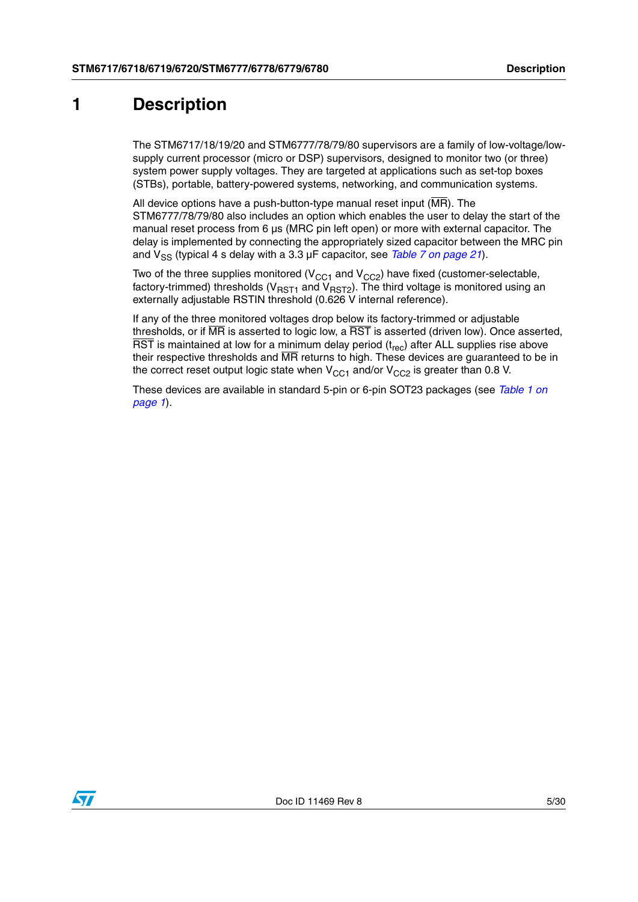# 1 Description

The STM6717/18/19/20 and STM6777/78/79/80 supervisors are a family of low-voltage/low-supply current processor (micro or DSP) supervisors, designed to monitor two (or three) system power supply voltages. They are targeted at applications such as set-top boxes (STBs), portable, battery-powered systems, networking, and communication systems.

All device options have a push-button-type manual reset input ($\overline{MR}$). The STM6777/78/79/80 also includes an option which enables the user to delay the start of the manual reset process from 6 µs (MRC pin left open) or more with external capacitor. The delay is implemented by connecting the appropriately sized capacitor between the MRC pin and $V_{SS}$ (typical 4 s delay with a 3.3 µF capacitor, see *Table 7 on page 21*).

Two of the three supplies monitored ($V_{CC1}$ and $V_{CC2}$) have fixed (customer-selectable, factory-trimmed) thresholds ($V_{RST1}$ and $V_{RST2}$). The third voltage is monitored using an externally adjustable RSTIN threshold (0.626 V internal reference).

If any of the three monitored voltages drop below its factory-trimmed or adjustable thresholds, or if $\overline{MR}$ is asserted to logic low, a $\overline{RST}$ is asserted (driven low). Once asserted, $\overline{RST}$ is maintained at low for a minimum delay period ($t_{rec}$) after ALL supplies rise above their respective thresholds and $\overline{MR}$ returns to high. These devices are guaranteed to be in the correct reset output logic state when $V_{CC1}$ and/or $V_{CC2}$ is greater than 0.8 V.

These devices are available in standard 5-pin or 6-pin SOT23 packages (see *Table 1 on page 1*).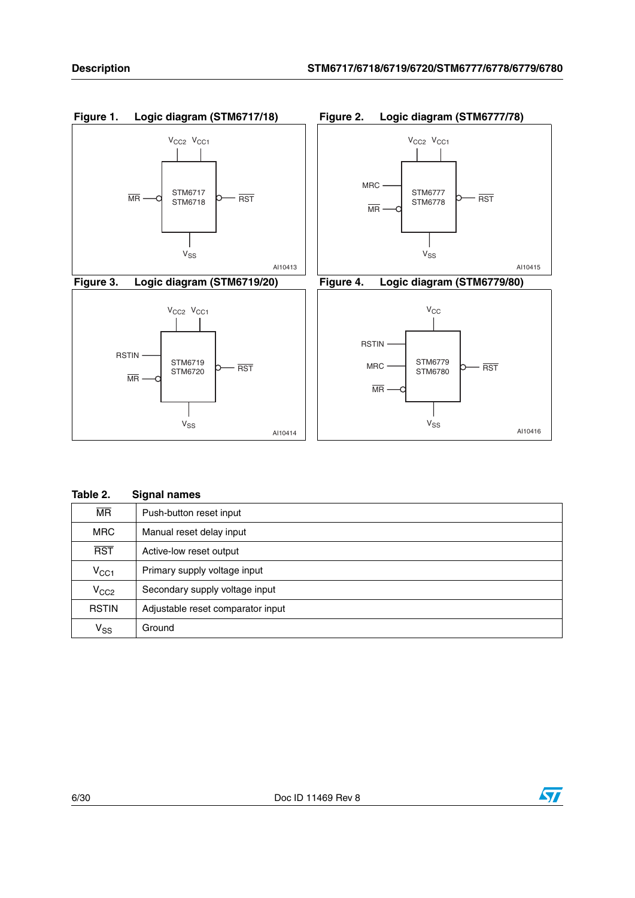Figure 1. Logic diagram (STM6717/18)

Figure 2. Logic diagram (STM6777/78)

Figure 3. Logic diagram (STM6719/20)

Figure 4. Logic diagram (STM6779/80)

**Table 2. Signal names**

| | |
|---|---|
| $\overline{MR}$ | Push-button reset input |
| MRC | Manual reset delay input |
| $\overline{RST}$ | Active-low reset output |
| $V_{CC1}$ | Primary supply voltage input |
| $V_{CC2}$ | Secondary supply voltage input |
| RSTIN | Adjustable reset comparator input |
| $V_{SS}$ | Ground |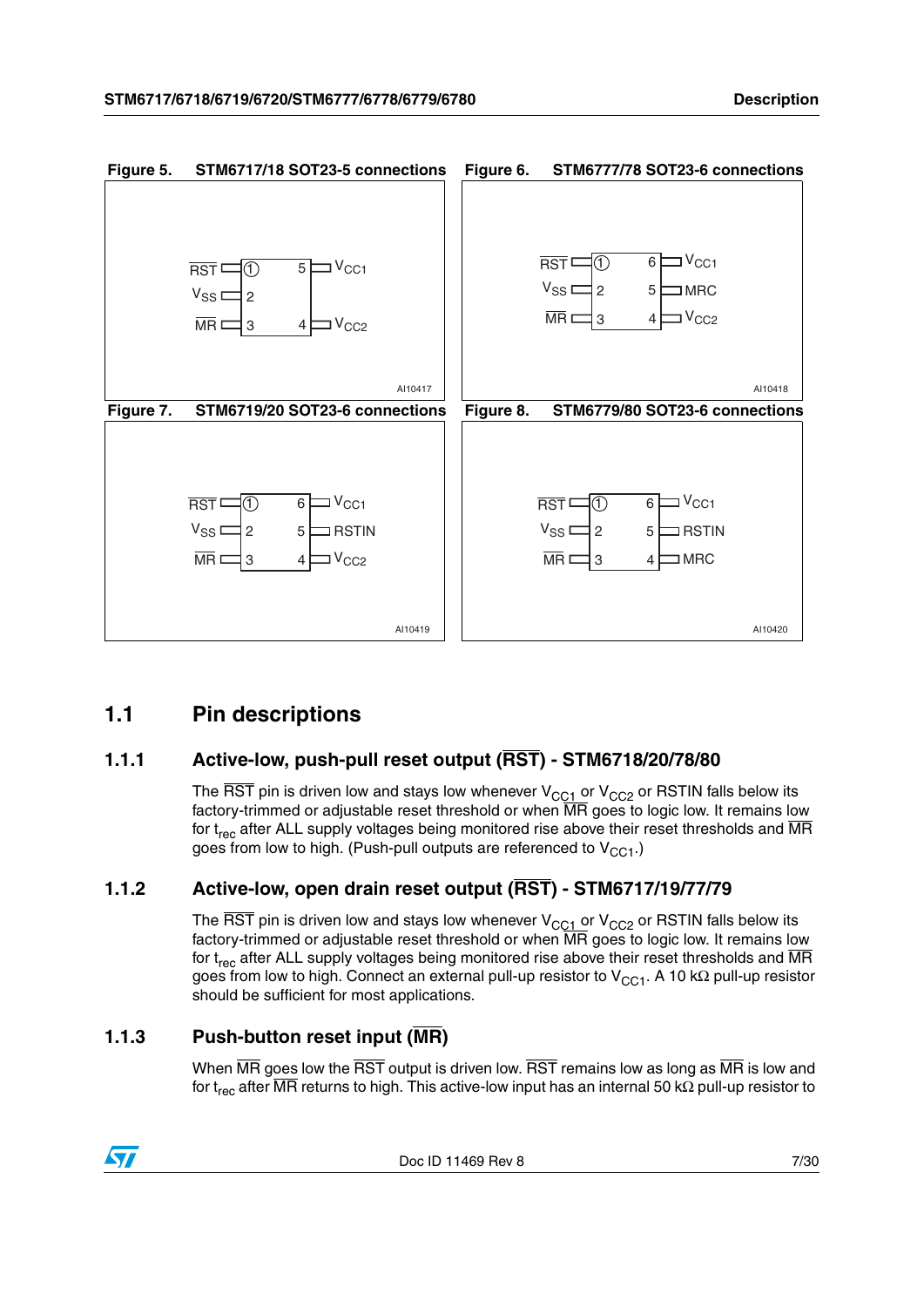**Figure 5. STM6717/18 SOT23-5 connections**

| Pin | Name | Pin | Name |
| --- | --- | --- | --- |
| 1 | $\overline{RST}$ | 5 | $V_{CC1}$ |
| 2 | $V_{SS}$ | | |
| 3 | $\overline{MR}$ | 4 | $V_{CC2}$ |

AI10417

**Figure 6. STM6777/78 SOT23-6 connections**

| Pin | Name | Pin | Name |
| --- | --- | --- | --- |
| 1 | $\overline{RST}$ | 6 | $V_{CC1}$ |
| 2 | $V_{SS}$ | 5 | MRC |
| 3 | $\overline{MR}$ | 4 | $V_{CC2}$ |

AI10418

**Figure 7. STM6719/20 SOT23-6 connections**

| Pin | Name | Pin | Name |
| --- | --- | --- | --- |
| 1 | $\overline{RST}$ | 6 | $V_{CC1}$ |
| 2 | $V_{SS}$ | 5 | RSTIN |
| 3 | $\overline{MR}$ | 4 | $V_{CC2}$ |

AI10419

**Figure 8. STM6779/80 SOT23-6 connections**

| Pin | Name | Pin | Name |
| --- | --- | --- | --- |
| 1 | $\overline{RST}$ | 6 | $V_{CC1}$ |
| 2 | $V_{SS}$ | 5 | RSTIN |
| 3 | $\overline{MR}$ | 4 | MRC |

AI10420

## 1.1 Pin descriptions

### 1.1.1 Active-low, push-pull reset output ($\overline{RST}$) - STM6718/20/78/80

The $\overline{RST}$ pin is driven low and stays low whenever $V_{CC1}$ or $V_{CC2}$ or RSTIN falls below its factory-trimmed or adjustable reset threshold or when $\overline{MR}$ goes to logic low. It remains low for $t_{rec}$ after ALL supply voltages being monitored rise above their reset thresholds and $\overline{MR}$ goes from low to high. (Push-pull outputs are referenced to $V_{CC1}$.)

### 1.1.2 Active-low, open drain reset output ($\overline{RST}$) - STM6717/19/77/79

The $\overline{RST}$ pin is driven low and stays low whenever $V_{CC1}$ or $V_{CC2}$ or RSTIN falls below its factory-trimmed or adjustable reset threshold or when $\overline{MR}$ goes to logic low. It remains low for $t_{rec}$ after ALL supply voltages being monitored rise above their reset thresholds and $\overline{MR}$ goes from low to high. Connect an external pull-up resistor to $V_{CC1}$. A 10 kΩ pull-up resistor should be sufficient for most applications.

### 1.1.3 Push-button reset input ($\overline{MR}$)

When $\overline{MR}$ goes low the $\overline{RST}$ output is driven low. $\overline{RST}$ remains low as long as $\overline{MR}$ is low and for $t_{rec}$ after $\overline{MR}$ returns to high. This active-low input has an internal 50 kΩ pull-up resistor to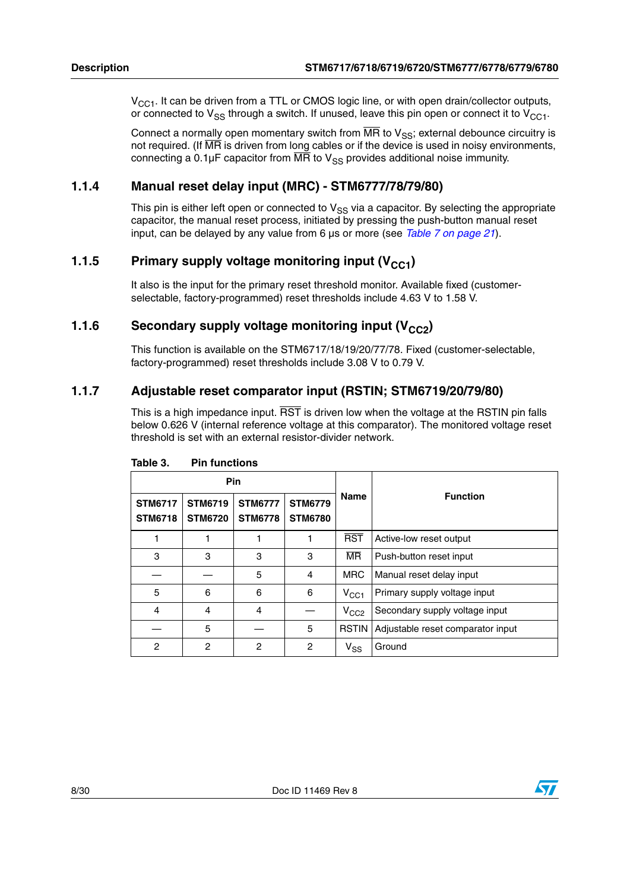$V_{CC1}$. It can be driven from a TTL or CMOS logic line, or with open drain/collector outputs, or connected to $V_{SS}$ through a switch. If unused, leave this pin open or connect it to $V_{CC1}$.

Connect a normally open momentary switch from $\overline{MR}$ to $V_{SS}$; external debounce circuitry is not required. (If $\overline{MR}$ is driven from long cables or if the device is used in noisy environments, connecting a 0.1µF capacitor from $\overline{MR}$ to $V_{SS}$ provides additional noise immunity.

### 1.1.4 Manual reset delay input (MRC) - STM6777/78/79/80)

This pin is either left open or connected to $V_{SS}$ via a capacitor. By selecting the appropriate capacitor, the manual reset process, initiated by pressing the push-button manual reset input, can be delayed by any value from 6 µs or more (see *Table 7 on page 21*).

### 1.1.5 Primary supply voltage monitoring input ($V_{CC1}$)

It also is the input for the primary reset threshold monitor. Available fixed (customer-selectable, factory-programmed) reset thresholds include 4.63 V to 1.58 V.

### 1.1.6 Secondary supply voltage monitoring input ($V_{CC2}$)

This function is available on the STM6717/18/19/20/77/78. Fixed (customer-selectable, factory-programmed) reset thresholds include 3.08 V to 0.79 V.

### 1.1.7 Adjustable reset comparator input (RSTIN; STM6719/20/79/80)

This is a high impedance input. $\overline{RST}$ is driven low when the voltage at the RSTIN pin falls below 0.626 V (internal reference voltage at this comparator). The monitored voltage reset threshold is set with an external resistor-divider network.

**Table 3. Pin functions**

| Pin | | | | Name | Function |
|---|---|---|---|---|---|
| STM6717 STM6718 | STM6719 STM6720 | STM6777 STM6778 | STM6779 STM6780 | | |
| 1 | 1 | 1 | 1 | $\overline{RST}$ | Active-low reset output |
| 3 | 3 | 3 | 3 | $\overline{MR}$ | Push-button reset input |
| — | — | 5 | 4 | MRC | Manual reset delay input |
| 5 | 6 | 6 | 6 | $V_{CC1}$ | Primary supply voltage input |
| 4 | 4 | 4 | — | $V_{CC2}$ | Secondary supply voltage input |
| — | 5 | — | 5 | RSTIN | Adjustable reset comparator input |
| 2 | 2 | 2 | 2 | $V_{SS}$ | Ground |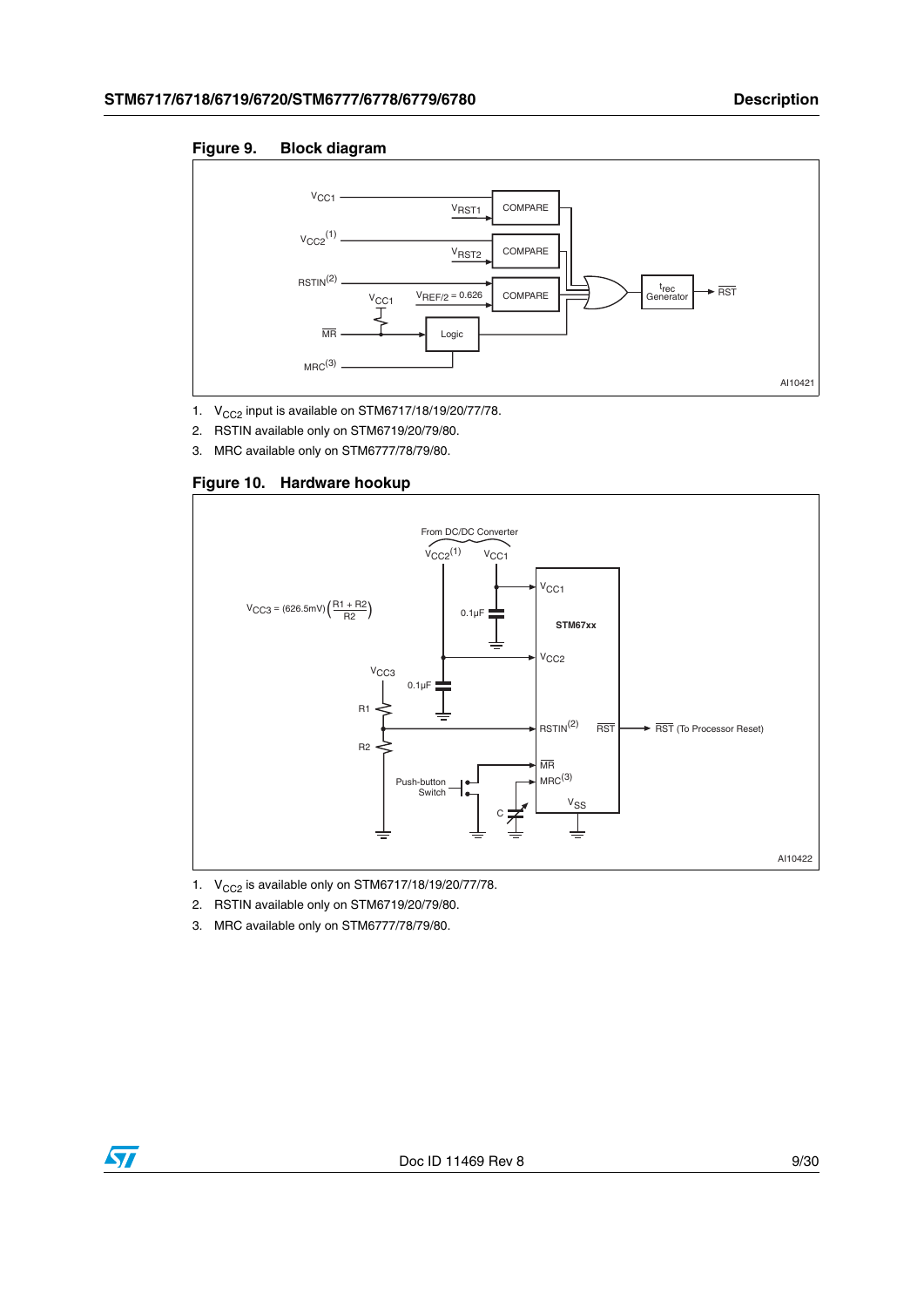**Figure 9. Block diagram**

1. $V_{CC2}$ input is available on STM6717/18/19/20/77/78.
2. RSTIN available only on STM6719/20/79/80.
3. MRC available only on STM6777/78/79/80.

**Figure 10. Hardware hookup**

1. $V_{CC2}$ is available only on STM6717/18/19/20/77/78.
2. RSTIN available only on STM6719/20/79/80.
3. MRC available only on STM6777/78/79/80.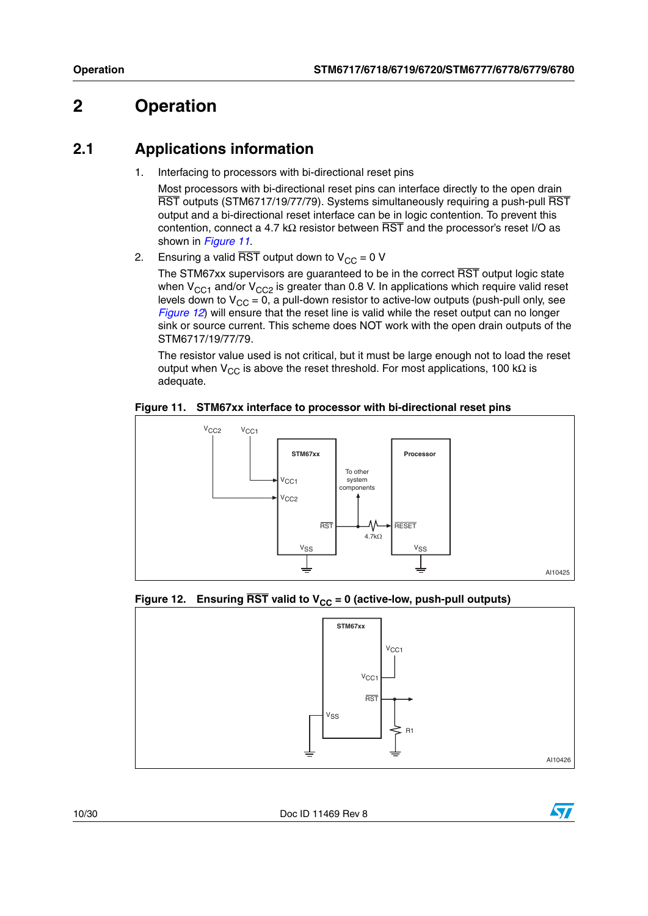# 2 Operation

## 2.1 Applications information

1. Interfacing to processors with bi-directional reset pins

   Most processors with bi-directional reset pins can interface directly to the open drain $\overline{RST}$ outputs (STM6717/19/77/79). Systems simultaneously requiring a push-pull $\overline{RST}$ output and a bi-directional reset interface can be in logic contention. To prevent this contention, connect a 4.7 kΩ resistor between $\overline{RST}$ and the processor's reset I/O as shown in *Figure 11*.

2. Ensuring a valid $\overline{RST}$ output down to $V_{CC}$ = 0 V

   The STM67xx supervisors are guaranteed to be in the correct $\overline{RST}$ output logic state when $V_{CC1}$ and/or $V_{CC2}$ is greater than 0.8 V. In applications which require valid reset levels down to $V_{CC}$ = 0, a pull-down resistor to active-low outputs (push-pull only, see *Figure 12*) will ensure that the reset line is valid while the reset output can no longer sink or source current. This scheme does NOT work with the open drain outputs of the STM6717/19/77/79.

   The resistor value used is not critical, but it must be large enough not to load the reset output when $V_{CC}$ is above the reset threshold. For most applications, 100 kΩ is adequate.

**Figure 11. STM67xx interface to processor with bi-directional reset pins**

**Figure 12. Ensuring $\overline{RST}$ valid to $V_{CC}$ = 0 (active-low, push-pull outputs)**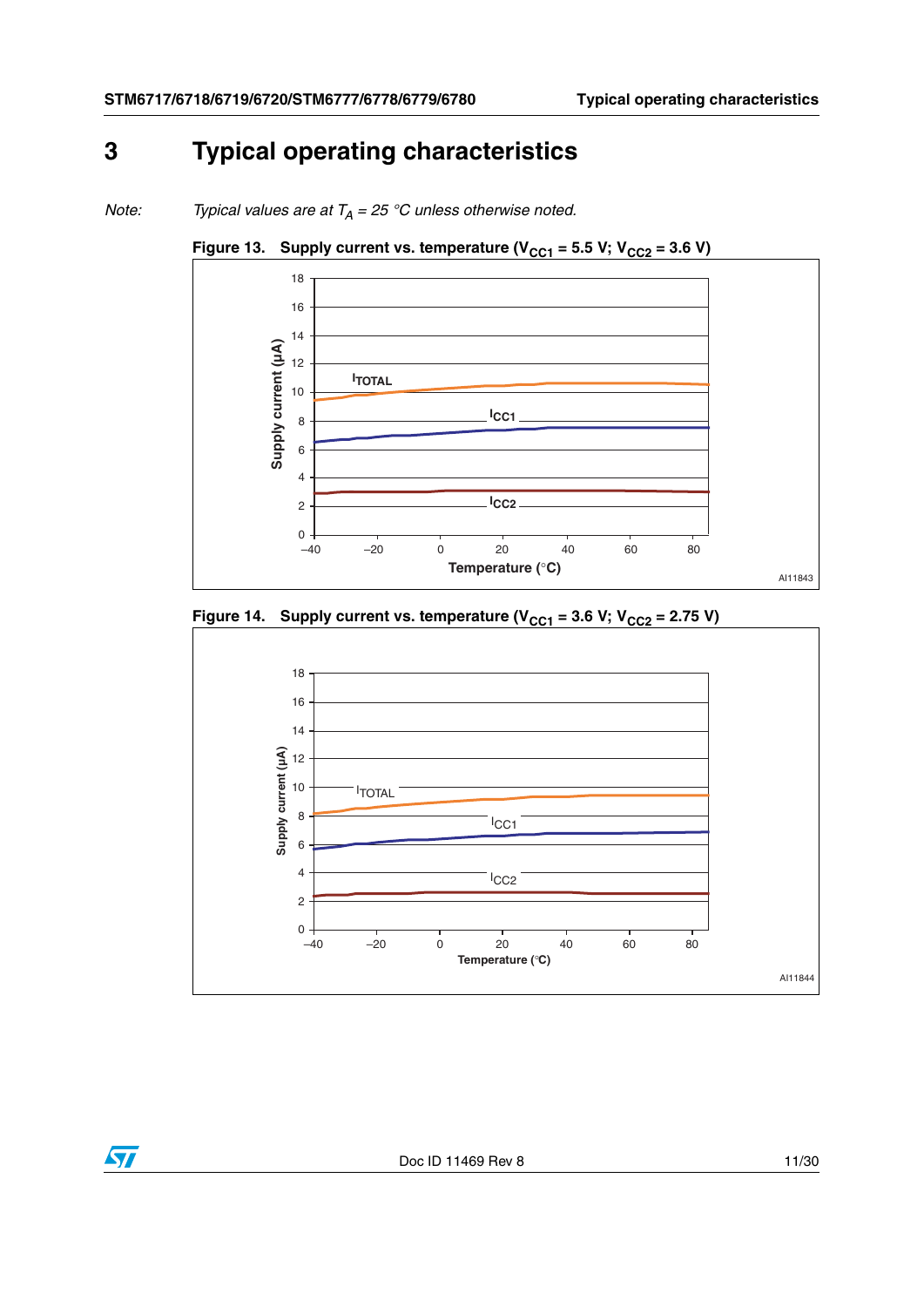# 3 Typical operating characteristics

*Note: Typical values are at $T_A$ = 25 °C unless otherwise noted.*

**Figure 13. Supply current vs. temperature ($V_{CC1}$ = 5.5 V; $V_{CC2}$ = 3.6 V)**

**Figure 14. Supply current vs. temperature ($V_{CC1}$ = 3.6 V; $V_{CC2}$ = 2.75 V)**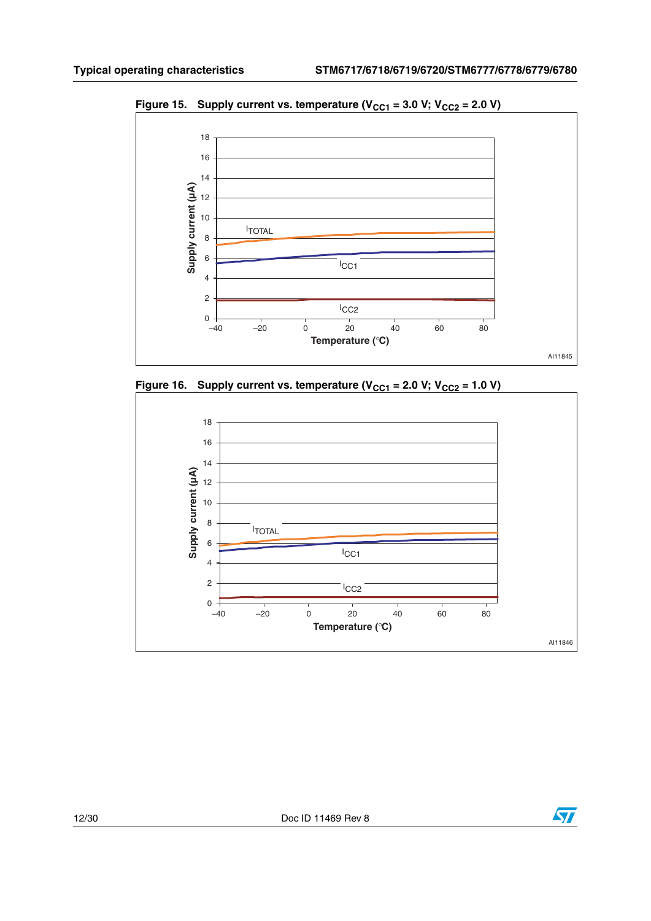**Figure 15. Supply current vs. temperature ($V_{CC1}$ = 3.0 V; $V_{CC2}$ = 2.0 V)**

**Figure 16. Supply current vs. temperature ($V_{CC1}$ = 2.0 V; $V_{CC2}$ = 1.0 V)**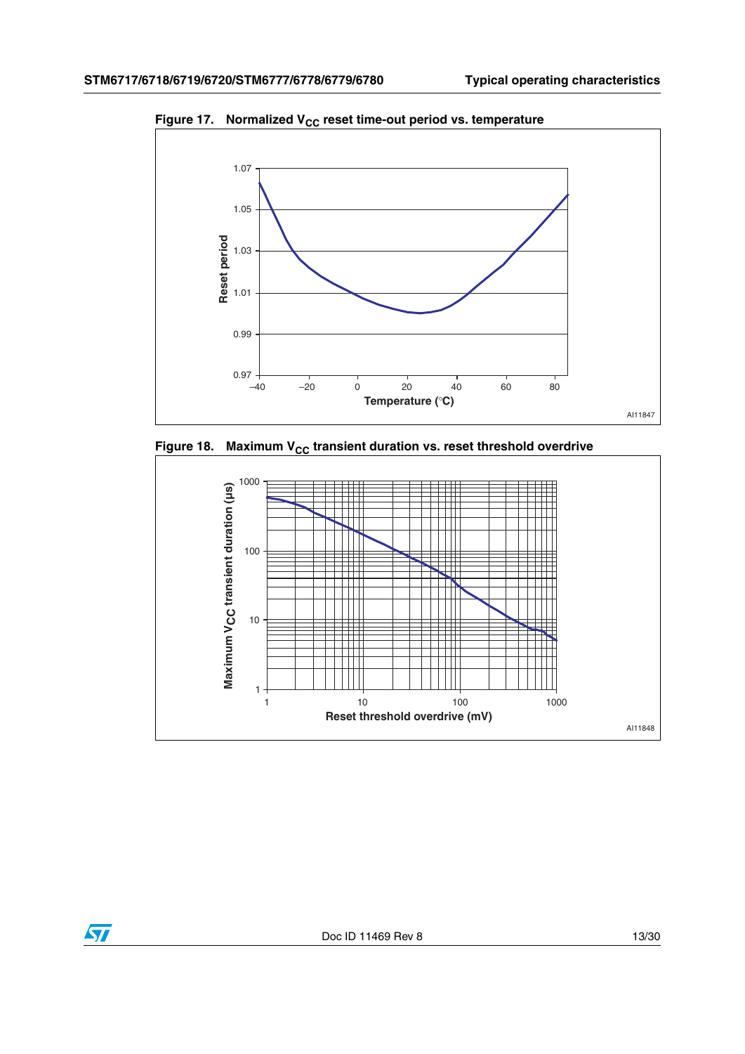Figure 17. Normalized $V_{CC}$ reset time-out period vs. temperature

Figure 18. Maximum $V_{CC}$ transient duration vs. reset threshold overdrive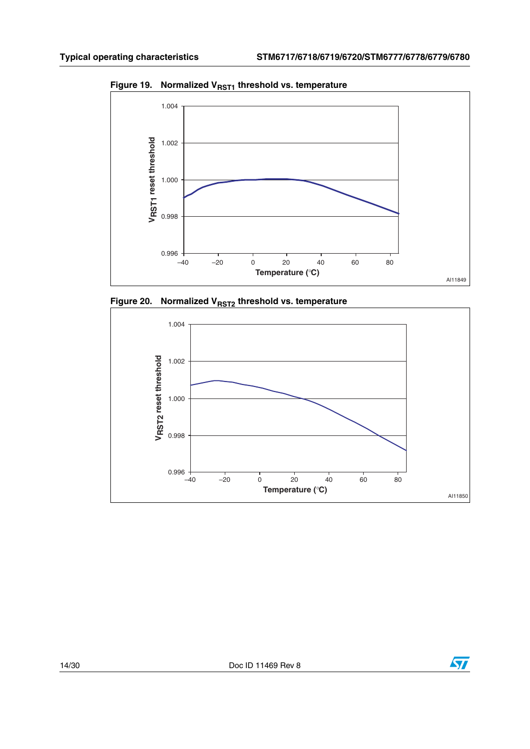**Figure 19. Normalized $V_{RST1}$ threshold vs. temperature**

**Figure 20. Normalized $V_{RST2}$ threshold vs. temperature**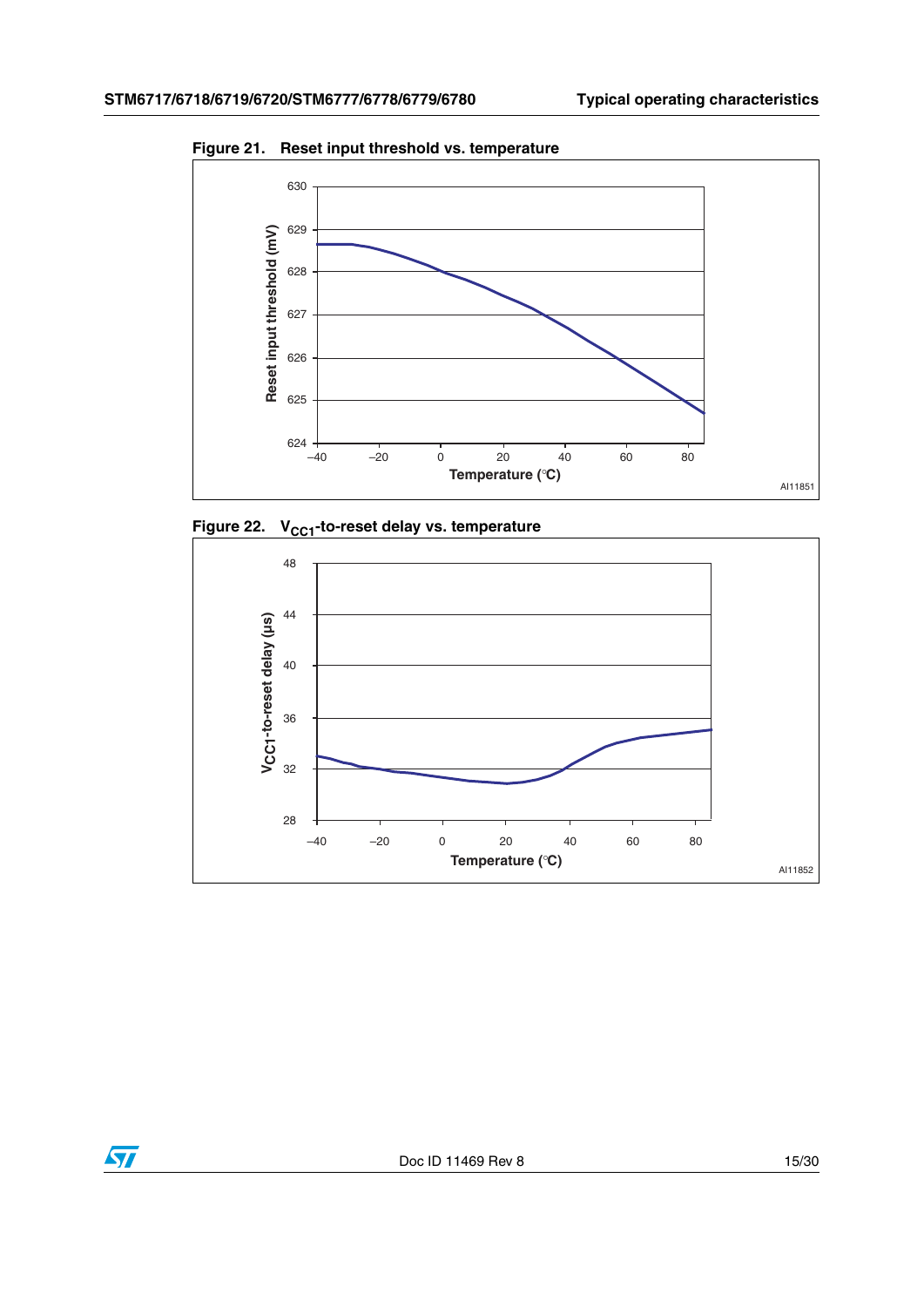Figure 21. Reset input threshold vs. temperature

Figure 22. $V_{CC1}$-to-reset delay vs. temperature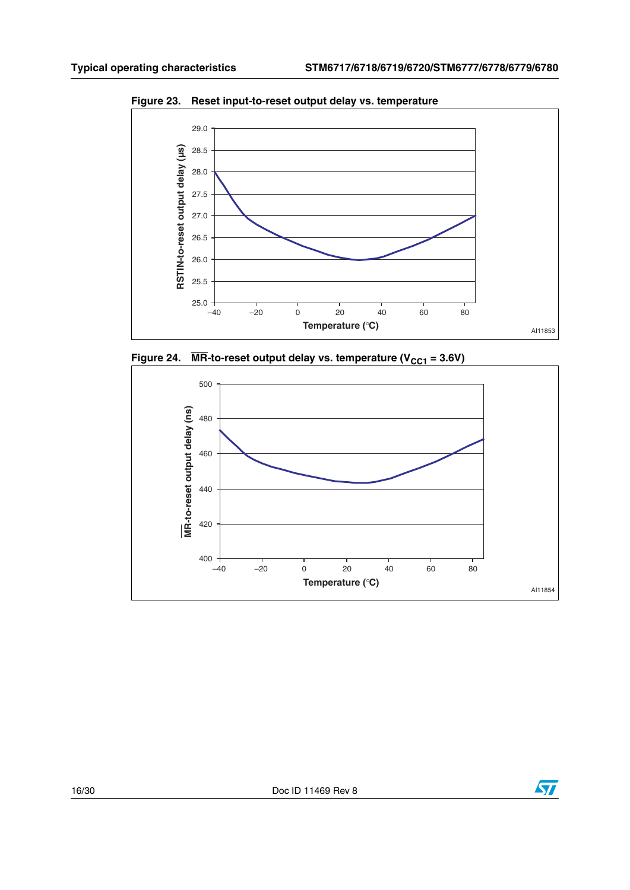Figure 23. Reset input-to-reset output delay vs. temperature

Figure 24. $\overline{MR}$-to-reset output delay vs. temperature ($V_{CC1}$ = 3.6V)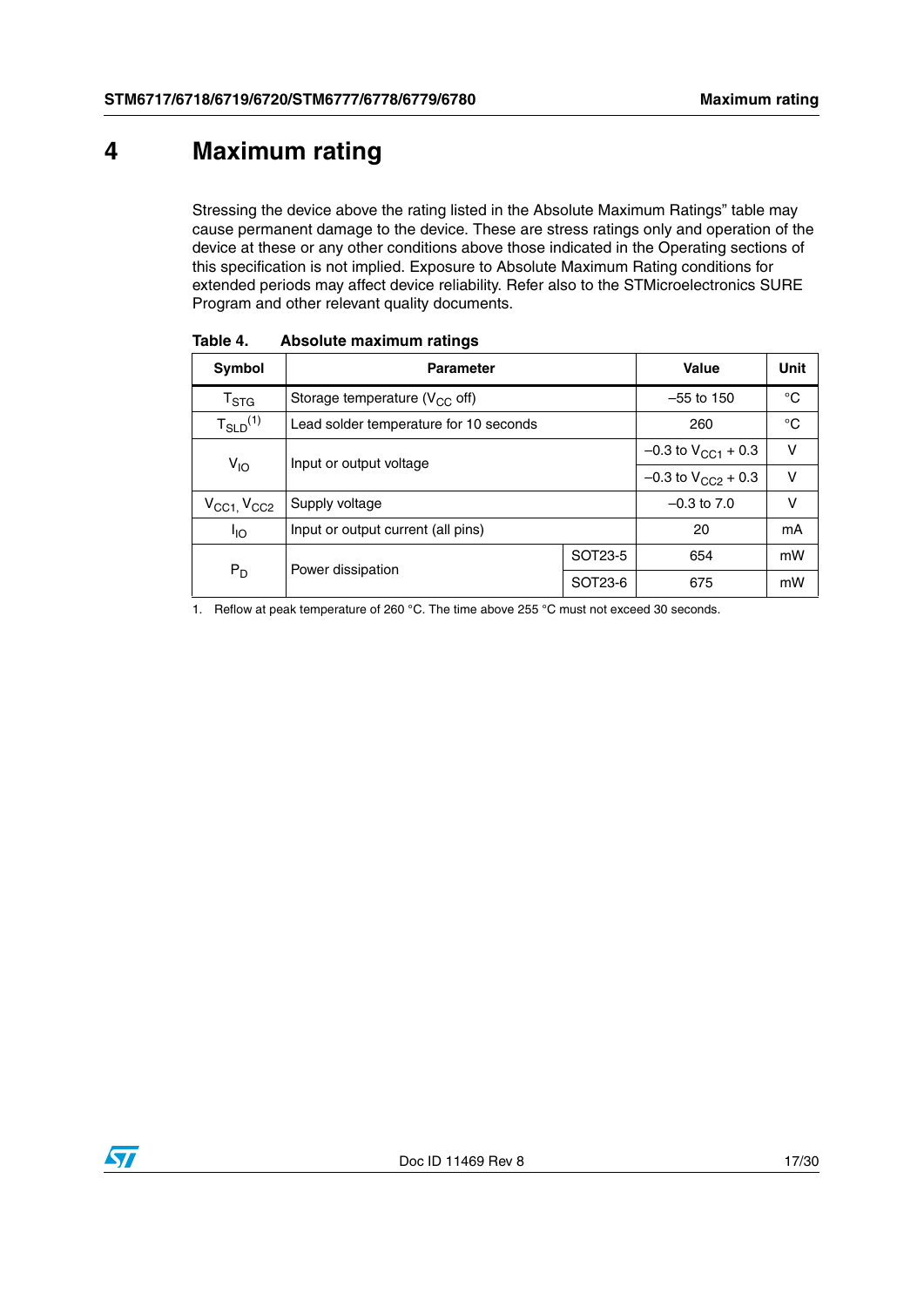# 4 Maximum rating

Stressing the device above the rating listed in the Absolute Maximum Ratings" table may cause permanent damage to the device. These are stress ratings only and operation of the device at these or any other conditions above those indicated in the Operating sections of this specification is not implied. Exposure to Absolute Maximum Rating conditions for extended periods may affect device reliability. Refer also to the STMicroelectronics SURE Program and other relevant quality documents.

**Table 4. Absolute maximum ratings**

| Symbol | Parameter | | Value | Unit |
|---|---|---|---|---|
| $T_{STG}$ | Storage temperature ($V_{CC}$ off) | | –55 to 150 | °C |
| $T_{SLD}$[1] | Lead solder temperature for 10 seconds | | 260 | °C |
| $V_{IO}$ | Input or output voltage | | –0.3 to $V_{CC1}$ + 0.3 | V |
| | | | –0.3 to $V_{CC2}$ + 0.3 | V |
| $V_{CC1}$, $V_{CC2}$ | Supply voltage | | –0.3 to 7.0 | V |
| $I_{IO}$ | Input or output current (all pins) | | 20 | mA |
| $P_D$ | Power dissipation | SOT23-5 | 654 | mW |
| | | SOT23-6 | 675 | mW |

1. Reflow at peak temperature of 260 °C. The time above 255 °C must not exceed 30 seconds.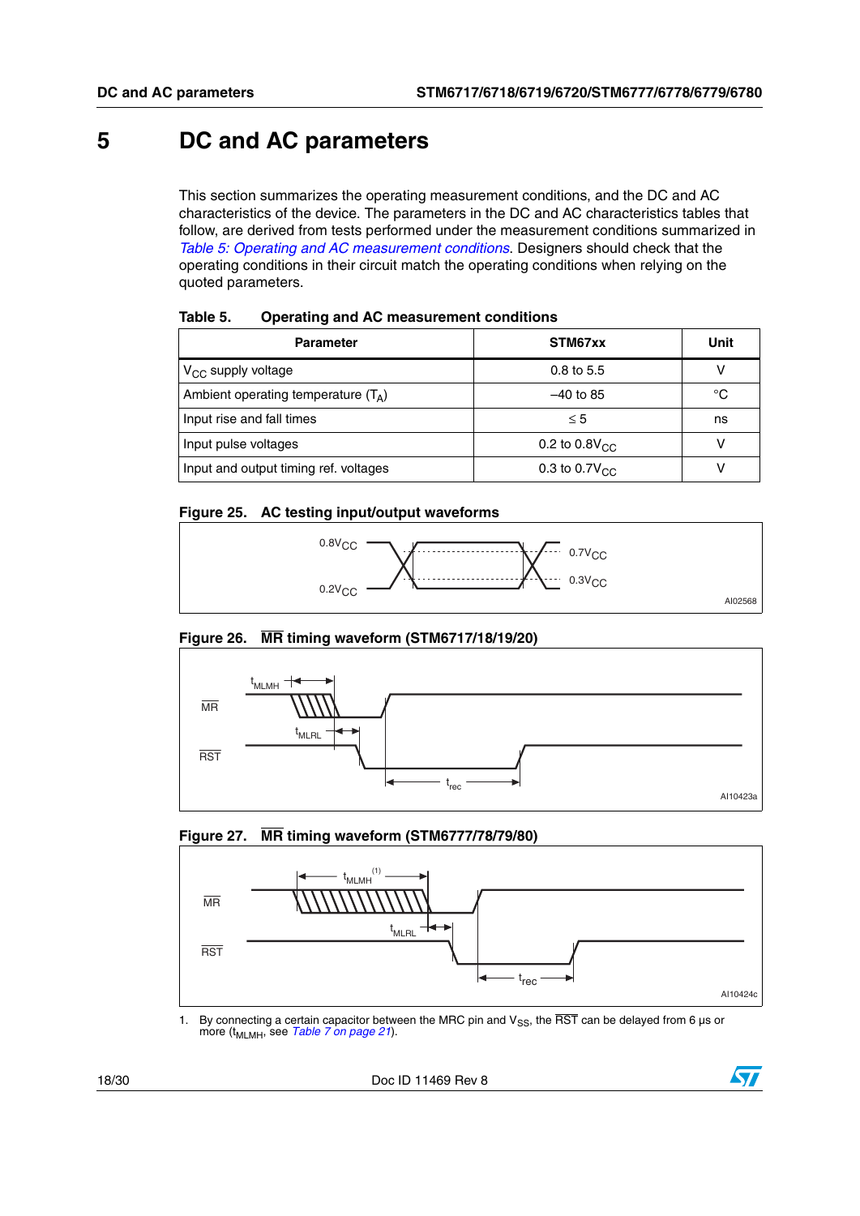# 5 DC and AC parameters

This section summarizes the operating measurement conditions, and the DC and AC characteristics of the device. The parameters in the DC and AC characteristics tables that follow, are derived from tests performed under the measurement conditions summarized in *Table 5: Operating and AC measurement conditions*. Designers should check that the operating conditions in their circuit match the operating conditions when relying on the quoted parameters.

**Table 5. Operating and AC measurement conditions**

| Parameter | STM67xx | Unit |
|---|---|---|
| $V_{CC}$ supply voltage | 0.8 to 5.5 | V |
| Ambient operating temperature ($T_A$) | –40 to 85 | °C |
| Input rise and fall times | ≤ 5 | ns |
| Input pulse voltages | 0.2 to $0.8V_{CC}$ | V |
| Input and output timing ref. voltages | 0.3 to $0.7V_{CC}$ | V |

**Figure 25. AC testing input/output waveforms**

$0.8V_{CC}$, $0.2V_{CC}$, $0.7V_{CC}$, $0.3V_{CC}$

AI02568

**Figure 26. $\overline{MR}$ timing waveform (STM6717/18/19/20)**

$\overline{MR}$, $\overline{RST}$, $t_{MLMH}$, $t_{MLRL}$, $t_{rec}$

AI10423a

**Figure 27. $\overline{MR}$ timing waveform (STM6777/78/79/80)**

$\overline{MR}$, $\overline{RST}$, $t_{MLMH}$(1), $t_{MLRL}$, $t_{rec}$

AI10424c

1. By connecting a certain capacitor between the MRC pin and $V_{SS}$, the $\overline{RST}$ can be delayed from 6 µs or more ($t_{MLMH}$, see *Table 7 on page 21*).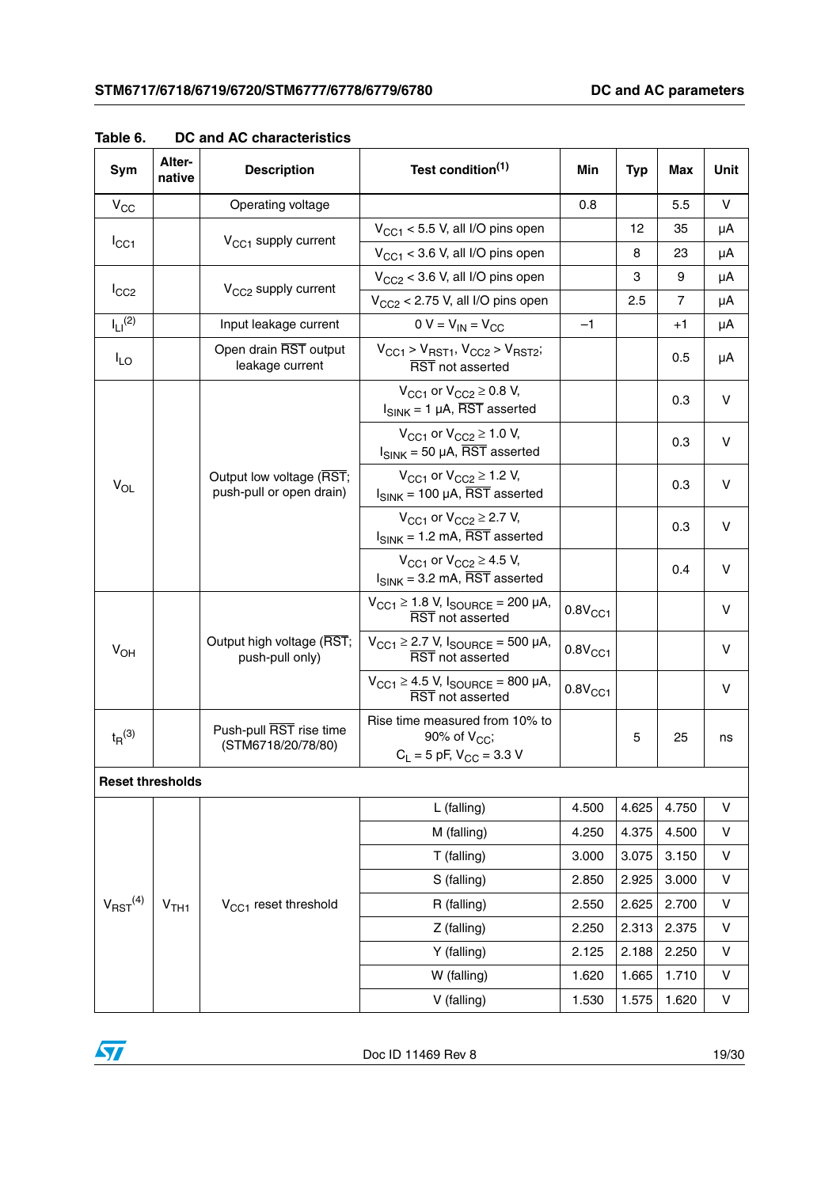Table 6. DC and AC characteristics

| Sym | Alter-native | Description | Test condition[1] | Min | Typ | Max | Unit |
|---|---|---|---|---|---|---|---|
| $V_{CC}$ | | Operating voltage | | 0.8 | | 5.5 | V |
| $I_{CC1}$ | | $V_{CC1}$ supply current | $V_{CC1}$ < 5.5 V, all I/O pins open | | 12 | 35 | µA |
| | | | $V_{CC1}$ < 3.6 V, all I/O pins open | | 8 | 23 | µA |
| $I_{CC2}$ | | $V_{CC2}$ supply current | $V_{CC2}$ < 3.6 V, all I/O pins open | | 3 | 9 | µA |
| | | | $V_{CC2}$ < 2.75 V, all I/O pins open | | 2.5 | 7 | µA |
| $I_{LI}$[2] | | Input leakage current | 0 V = $V_{IN}$ = $V_{CC}$ | –1 | | +1 | µA |
| $I_{LO}$ | | Open drain $\overline{RST}$ output leakage current | $V_{CC1}$ > $V_{RST1}$, $V_{CC2}$ > $V_{RST2}$; $\overline{RST}$ not asserted | | | 0.5 | µA |
| $V_{OL}$ | | Output low voltage ($\overline{RST}$; push-pull or open drain) | $V_{CC1}$ or $V_{CC2}$ ≥ 0.8 V, $I_{SINK}$ = 1 µA, $\overline{RST}$ asserted | | | 0.3 | V |
| | | | $V_{CC1}$ or $V_{CC2}$ ≥ 1.0 V, $I_{SINK}$ = 50 µA, $\overline{RST}$ asserted | | | 0.3 | V |
| | | | $V_{CC1}$ or $V_{CC2}$ ≥ 1.2 V, $I_{SINK}$ = 100 µA, $\overline{RST}$ asserted | | | 0.3 | V |
| | | | $V_{CC1}$ or $V_{CC2}$ ≥ 2.7 V, $I_{SINK}$ = 1.2 mA, $\overline{RST}$ asserted | | | 0.3 | V |
| | | | $V_{CC1}$ or $V_{CC2}$ ≥ 4.5 V, $I_{SINK}$ = 3.2 mA, $\overline{RST}$ asserted | | | 0.4 | V |
| $V_{OH}$ | | Output high voltage ($\overline{RST}$; push-pull only) | $V_{CC1}$ ≥ 1.8 V, $I_{SOURCE}$ = 200 µA, $\overline{RST}$ not asserted | $0.8V_{CC1}$ | | | V |
| | | | $V_{CC1}$ ≥ 2.7 V, $I_{SOURCE}$ = 500 µA, $\overline{RST}$ not asserted | $0.8V_{CC1}$ | | | V |
| | | | $V_{CC1}$ ≥ 4.5 V, $I_{SOURCE}$ = 800 µA, $\overline{RST}$ not asserted | $0.8V_{CC1}$ | | | V |
| $t_R$[3] | | Push-pull $\overline{RST}$ rise time (STM6718/20/78/80) | Rise time measured from 10% to 90% of $V_{CC}$; $C_L$ = 5 pF, $V_{CC}$ = 3.3 V | | 5 | 25 | ns |
| **Reset thresholds** | | | | | | | |
| $V_{RST}$[4] | $V_{TH1}$ | $V_{CC1}$ reset threshold | L (falling) | 4.500 | 4.625 | 4.750 | V |
| | | | M (falling) | 4.250 | 4.375 | 4.500 | V |
| | | | T (falling) | 3.000 | 3.075 | 3.150 | V |
| | | | S (falling) | 2.850 | 2.925 | 3.000 | V |
| | | | R (falling) | 2.550 | 2.625 | 2.700 | V |
| | | | Z (falling) | 2.250 | 2.313 | 2.375 | V |
| | | | Y (falling) | 2.125 | 2.188 | 2.250 | V |
| | | | W (falling) | 1.620 | 1.665 | 1.710 | V |
| | | | V (falling) | 1.530 | 1.575 | 1.620 | V |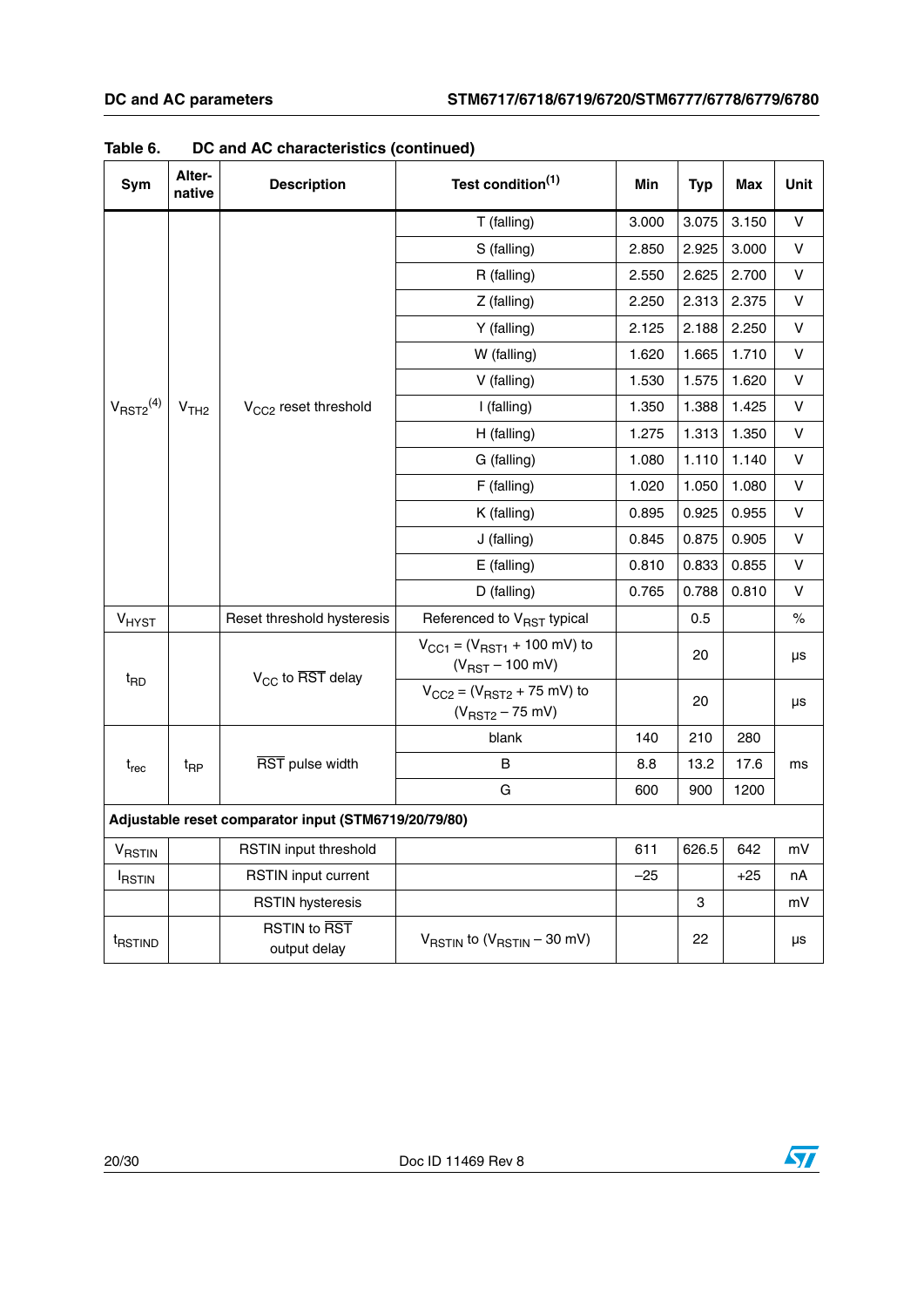**Table 6. DC and AC characteristics (continued)**

| Sym | Alter-native | Description | Test condition[1] | Min | Typ | Max | Unit |
|---|---|---|---|---|---|---|---|
| $V_{RST2}$[4] | $V_{TH2}$ | $V_{CC2}$ reset threshold | T (falling) | 3.000 | 3.075 | 3.150 | V |
| | | | S (falling) | 2.850 | 2.925 | 3.000 | V |
| | | | R (falling) | 2.550 | 2.625 | 2.700 | V |
| | | | Z (falling) | 2.250 | 2.313 | 2.375 | V |
| | | | Y (falling) | 2.125 | 2.188 | 2.250 | V |
| | | | W (falling) | 1.620 | 1.665 | 1.710 | V |
| | | | V (falling) | 1.530 | 1.575 | 1.620 | V |
| | | | I (falling) | 1.350 | 1.388 | 1.425 | V |
| | | | H (falling) | 1.275 | 1.313 | 1.350 | V |
| | | | G (falling) | 1.080 | 1.110 | 1.140 | V |
| | | | F (falling) | 1.020 | 1.050 | 1.080 | V |
| | | | K (falling) | 0.895 | 0.925 | 0.955 | V |
| | | | J (falling) | 0.845 | 0.875 | 0.905 | V |
| | | | E (falling) | 0.810 | 0.833 | 0.855 | V |
| | | | D (falling) | 0.765 | 0.788 | 0.810 | V |
| $V_{HYST}$ | | Reset threshold hysteresis | Referenced to $V_{RST}$ typical | | 0.5 | | % |
| $t_{RD}$ | | $V_{CC}$ to $\overline{RST}$ delay | $V_{CC1} = (V_{RST1} + 100\text{ mV})$ to $(V_{RST} - 100\text{ mV})$ | | 20 | | µs |
| | | | $V_{CC2} = (V_{RST2} + 75\text{ mV})$ to $(V_{RST2} - 75\text{ mV})$ | | 20 | | µs |
| $t_{rec}$ | $t_{RP}$ | $\overline{RST}$ pulse width | blank | 140 | 210 | 280 | ms |
| | | | B | 8.8 | 13.2 | 17.6 | ms |
| | | | G | 600 | 900 | 1200 | ms |
| **Adjustable reset comparator input (STM6719/20/79/80)** | | | | | | | |
| $V_{RSTIN}$ | | RSTIN input threshold | | 611 | 626.5 | 642 | mV |
| $I_{RSTIN}$ | | RSTIN input current | | –25 | | +25 | nA |
| | | RSTIN hysteresis | | | 3 | | mV |
| $t_{RSTIND}$ | | RSTIN to $\overline{RST}$ output delay | $V_{RSTIN}$ to $(V_{RSTIN} - 30\text{ mV})$ | | 22 | | µs |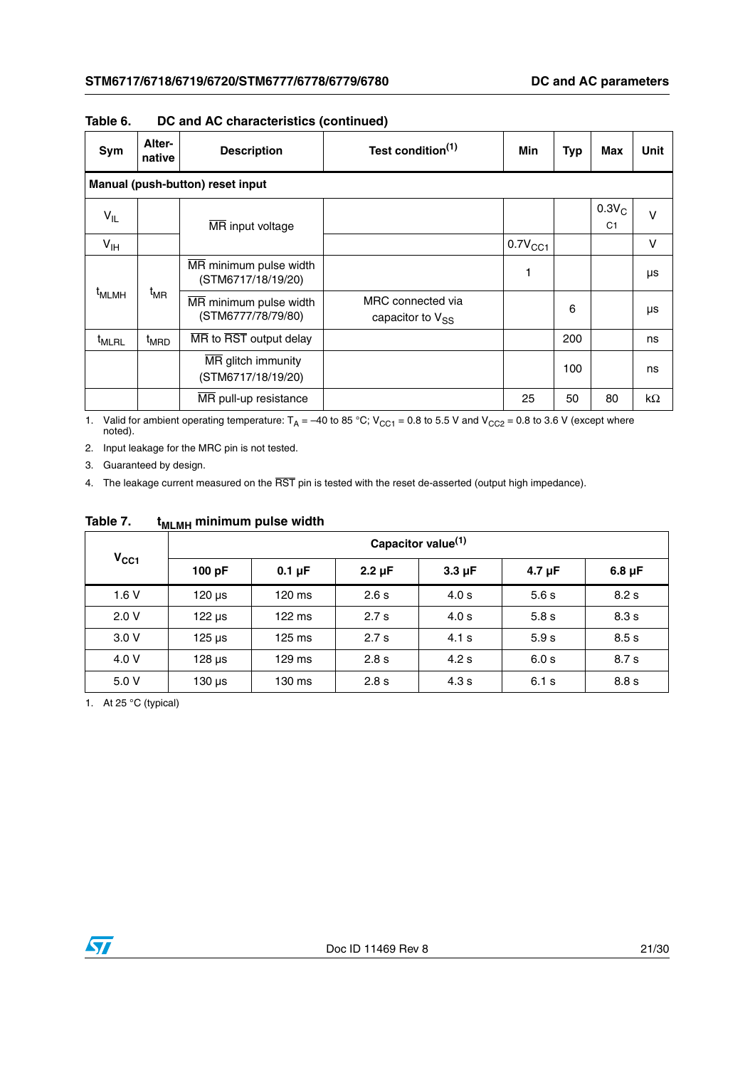**Table 6. DC and AC characteristics (continued)**

| Sym | Alter-native | Description | Test condition(1) | Min | Typ | Max | Unit |
|---|---|---|---|---|---|---|---|
| **Manual (push-button) reset input** | | | | | | | |
| $V_{IL}$ | | $\overline{MR}$ input voltage | | | | $0.3V_{C1}$ | V |
| $V_{IH}$ | | | | $0.7V_{CC1}$ | | | V |
| $t_{MLMH}$ | $t_{MR}$ | $\overline{MR}$ minimum pulse width (STM6717/18/19/20) | | 1 | | | µs |
| | | $\overline{MR}$ minimum pulse width (STM6777/78/79/80) | MRC connected via capacitor to $V_{SS}$ | | 6 | | µs |
| $t_{MLRL}$ | $t_{MRD}$ | $\overline{MR}$ to $\overline{RST}$ output delay | | | 200 | | ns |
| | | $\overline{MR}$ glitch immunity (STM6717/18/19/20) | | | 100 | | ns |
| | | $\overline{MR}$ pull-up resistance | | 25 | 50 | 80 | kΩ |

1. Valid for ambient operating temperature: $T_A$ = –40 to 85 °C; $V_{CC1}$ = 0.8 to 5.5 V and $V_{CC2}$ = 0.8 to 3.6 V (except where noted).
2. Input leakage for the MRC pin is not tested.
3. Guaranteed by design.
4. The leakage current measured on the $\overline{RST}$ pin is tested with the reset de-asserted (output high impedance).

**Table 7. $t_{MLMH}$ minimum pulse width**

| $V_{CC1}$ | Capacitor value(1) | | | | | |
|---|---|---|---|---|---|---|
| | **100 pF** | **0.1 µF** | **2.2 µF** | **3.3 µF** | **4.7 µF** | **6.8 µF** |
| 1.6 V | 120 µs | 120 ms | 2.6 s | 4.0 s | 5.6 s | 8.2 s |
| 2.0 V | 122 µs | 122 ms | 2.7 s | 4.0 s | 5.8 s | 8.3 s |
| 3.0 V | 125 µs | 125 ms | 2.7 s | 4.1 s | 5.9 s | 8.5 s |
| 4.0 V | 128 µs | 129 ms | 2.8 s | 4.2 s | 6.0 s | 8.7 s |
| 5.0 V | 130 µs | 130 ms | 2.8 s | 4.3 s | 6.1 s | 8.8 s |

1. At 25 °C (typical)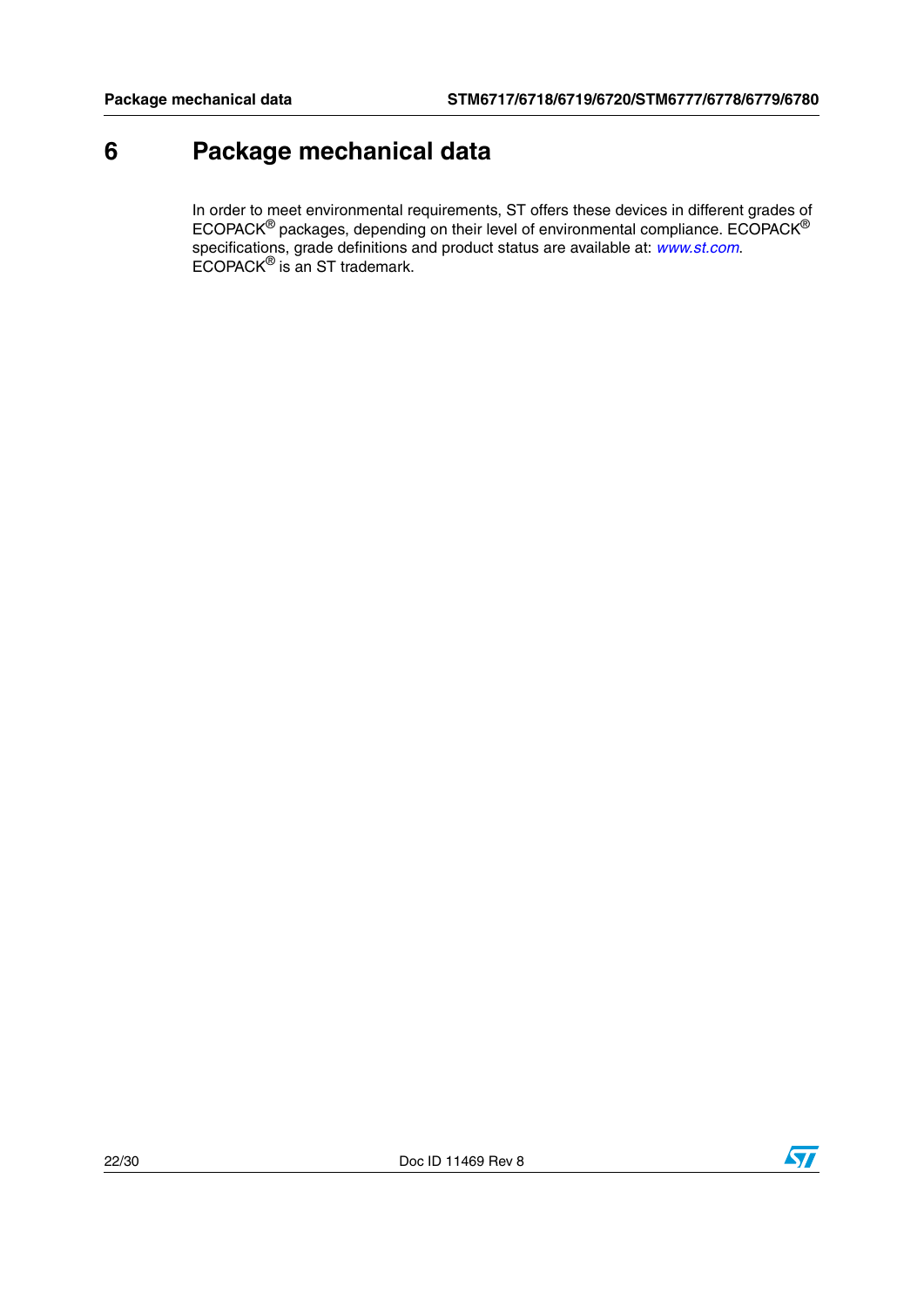# 6 Package mechanical data

In order to meet environmental requirements, ST offers these devices in different grades of ECOPACK® packages, depending on their level of environmental compliance. ECOPACK® specifications, grade definitions and product status are available at: *www.st.com*. ECOPACK® is an ST trademark.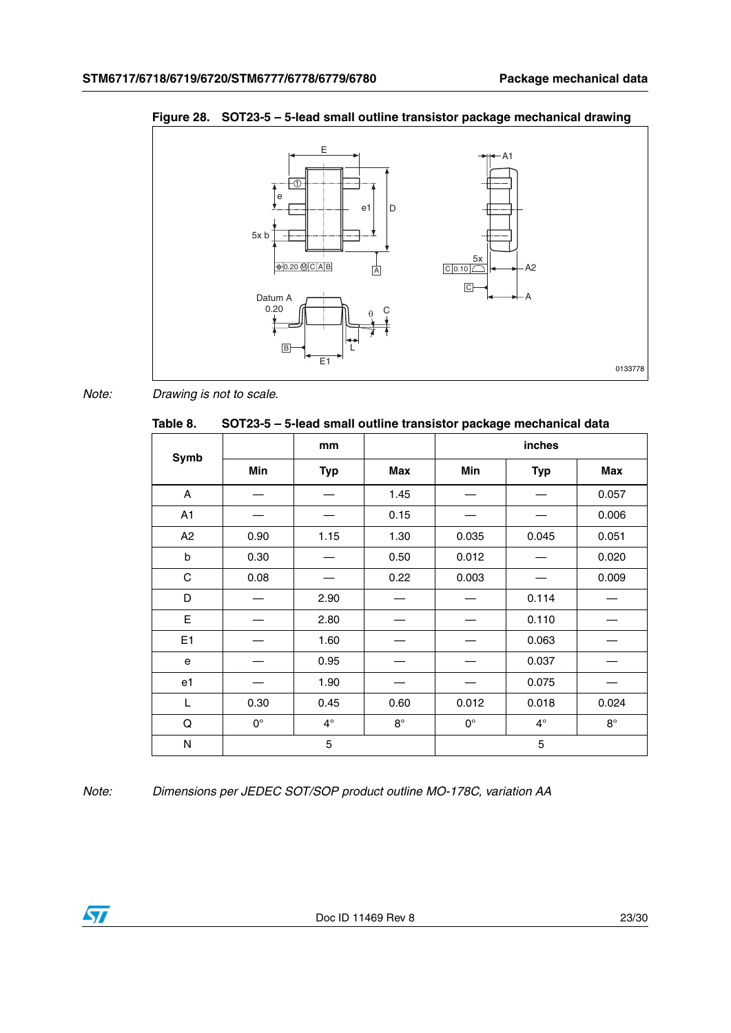**Figure 28. SOT23-5 – 5-lead small outline transistor package mechanical drawing**

*Note: Drawing is not to scale.*

**Table 8. SOT23-5 – 5-lead small outline transistor package mechanical data**

| Symb | mm | | | inches | | |
|---|---|---|---|---|---|---|
| | Min | Typ | Max | Min | Typ | Max |
| A | — | — | 1.45 | — | — | 0.057 |
| A1 | — | — | 0.15 | — | — | 0.006 |
| A2 | 0.90 | 1.15 | 1.30 | 0.035 | 0.045 | 0.051 |
| b | 0.30 | — | 0.50 | 0.012 | — | 0.020 |
| C | 0.08 | — | 0.22 | 0.003 | — | 0.009 |
| D | — | 2.90 | — | — | 0.114 | — |
| E | — | 2.80 | — | — | 0.110 | — |
| E1 | — | 1.60 | — | — | 0.063 | — |
| e | — | 0.95 | — | — | 0.037 | — |
| e1 | — | 1.90 | — | — | 0.075 | — |
| L | 0.30 | 0.45 | 0.60 | 0.012 | 0.018 | 0.024 |
| Q | 0° | 4° | 8° | 0° | 4° | 8° |
| N | 5 | | | 5 | | |

*Note: Dimensions per JEDEC SOT/SOP product outline MO-178C, variation AA*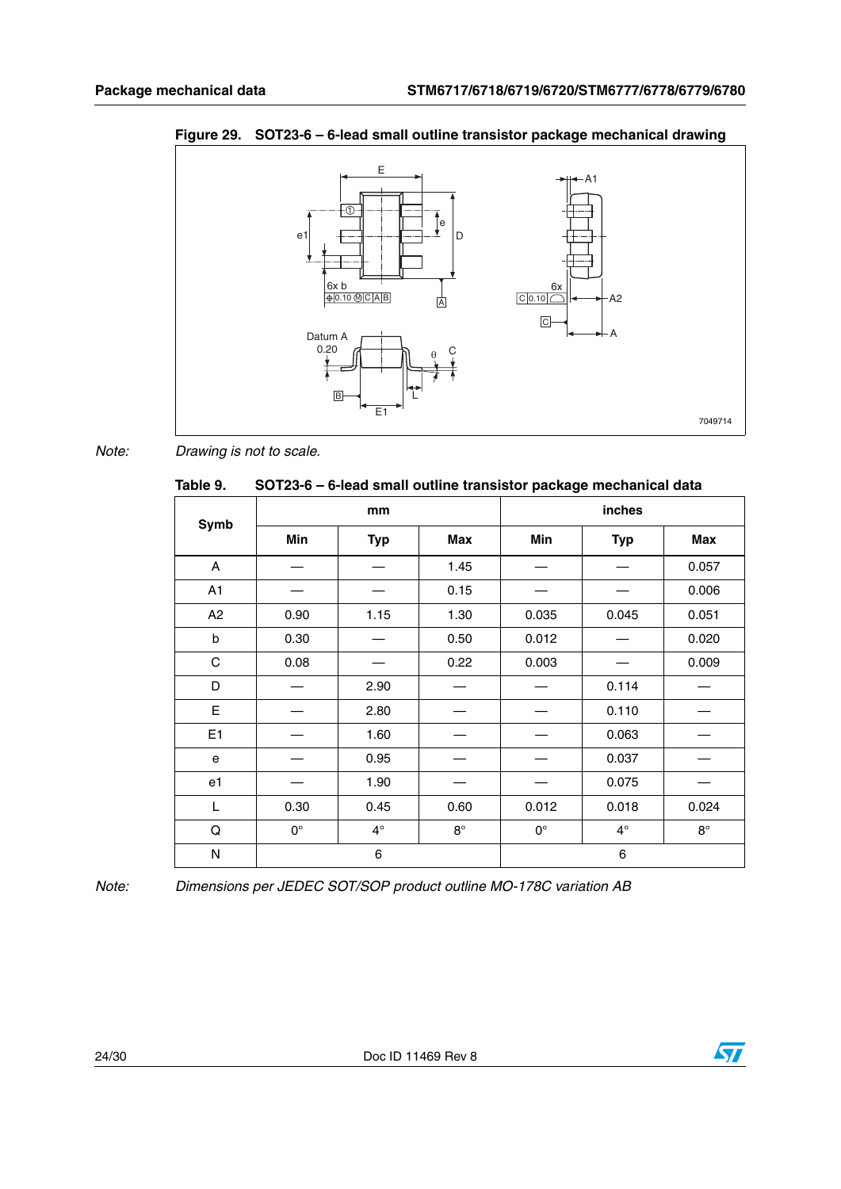**Figure 29. SOT23-6 – 6-lead small outline transistor package mechanical drawing**

*Note: Drawing is not to scale.*

**Table 9. SOT23-6 – 6-lead small outline transistor package mechanical data**

| Symb | mm | | | inches | | |
|---|---|---|---|---|---|---|
| | Min | Typ | Max | Min | Typ | Max |
| A | — | — | 1.45 | — | — | 0.057 |
| A1 | — | — | 0.15 | — | — | 0.006 |
| A2 | 0.90 | 1.15 | 1.30 | 0.035 | 0.045 | 0.051 |
| b | 0.30 | — | 0.50 | 0.012 | — | 0.020 |
| C | 0.08 | — | 0.22 | 0.003 | — | 0.009 |
| D | — | 2.90 | — | — | 0.114 | — |
| E | — | 2.80 | — | — | 0.110 | — |
| E1 | — | 1.60 | — | — | 0.063 | — |
| e | — | 0.95 | — | — | 0.037 | — |
| e1 | — | 1.90 | — | — | 0.075 | — |
| L | 0.30 | 0.45 | 0.60 | 0.012 | 0.018 | 0.024 |
| Q | 0° | 4° | 8° | 0° | 4° | 8° |
| N | 6 | | | 6 | | |

*Note: Dimensions per JEDEC SOT/SOP product outline MO-178C variation AB*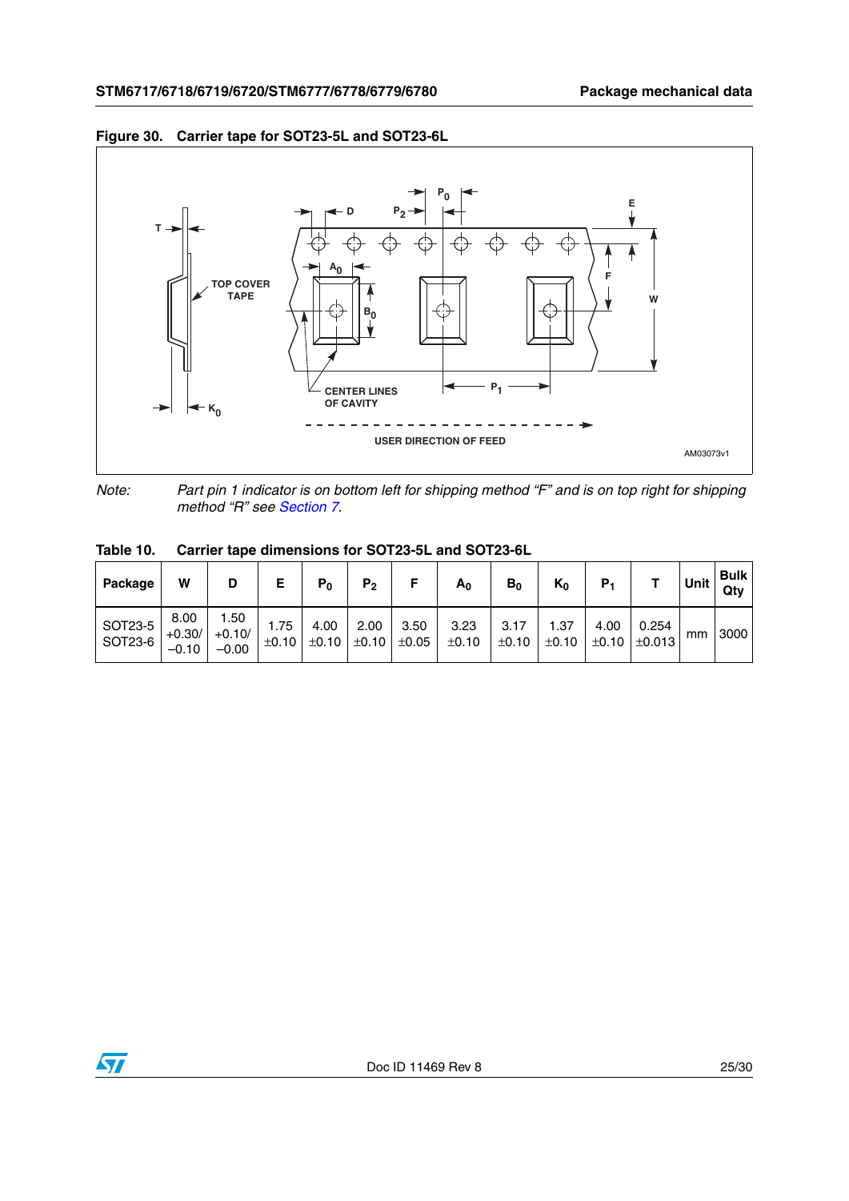**Figure 30. Carrier tape for SOT23-5L and SOT23-6L**

*Note: Part pin 1 indicator is on bottom left for shipping method "F" and is on top right for shipping method "R" see Section 7.*

**Table 10. Carrier tape dimensions for SOT23-5L and SOT23-6L**

| Package | W | D | E | $P_0$ | $P_2$ | F | $A_0$ | $B_0$ | $K_0$ | $P_1$ | T | Unit | Bulk Qty |
|---|---|---|---|---|---|---|---|---|---|---|---|---|---|
| SOT23-5 SOT23-6 | 8.00 +0.30/ –0.10 | 1.50 +0.10/ –0.00 | 1.75 ±0.10 | 4.00 ±0.10 | 2.00 ±0.10 | 3.50 ±0.05 | 3.23 ±0.10 | 3.17 ±0.10 | 1.37 ±0.10 | 4.00 ±0.10 | 0.254 ±0.013 | mm | 3000 |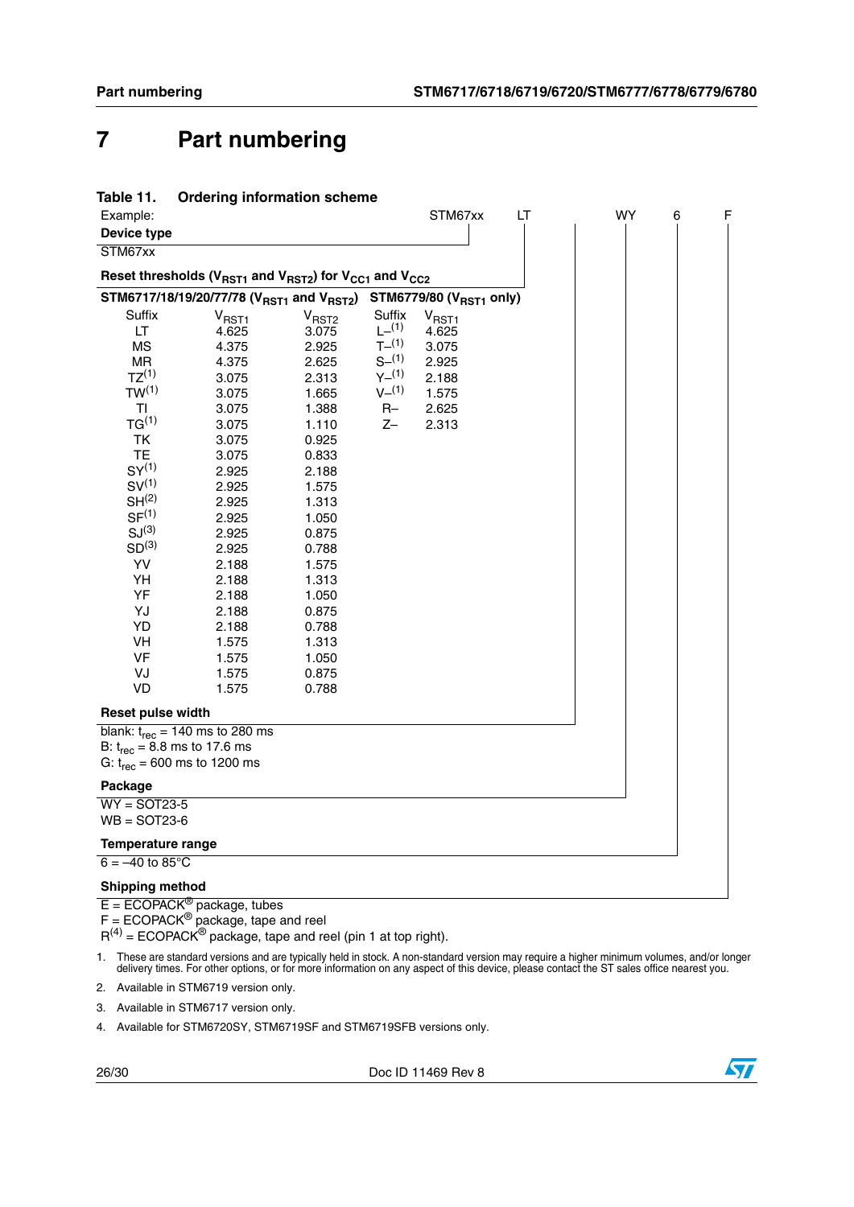# 7 Part numbering

**Table 11. Ordering information scheme**

Example: STM67xx LT WY 6 F

**Device type**

STM67xx

**Reset thresholds ($V_{RST1}$ and $V_{RST2}$) for $V_{CC1}$ and $V_{CC2}$**

| STM6717/18/19/20/77/78 ($V_{RST1}$ and $V_{RST2}$) | | | STM6779/80 ($V_{RST1}$ only) | |
|---|---|---|---|---|
| Suffix | $V_{RST1}$ | $V_{RST2}$ | Suffix | $V_{RST1}$ |
| LT | 4.625 | 3.075 | L–(1) | 4.625 |
| MS | 4.375 | 2.925 | T–(1) | 3.075 |
| MR | 4.375 | 2.625 | S–(1) | 2.925 |
| TZ(1) | 3.075 | 2.313 | Y–(1) | 2.188 |
| TW(1) | 3.075 | 1.665 | V–(1) | 1.575 |
| TI | 3.075 | 1.388 | R– | 2.625 |
| TG(1) | 3.075 | 1.110 | Z– | 2.313 |
| TK | 3.075 | 0.925 | | |
| TE | 3.075 | 0.833 | | |
| SY(1) | 2.925 | 2.188 | | |
| SV(1) | 2.925 | 1.575 | | |
| SH(2) | 2.925 | 1.313 | | |
| SF(1) | 2.925 | 1.050 | | |
| SJ(3) | 2.925 | 0.875 | | |
| SD(3) | 2.925 | 0.788 | | |
| YV | 2.188 | 1.575 | | |
| YH | 2.188 | 1.313 | | |
| YF | 2.188 | 1.050 | | |
| YJ | 2.188 | 0.875 | | |
| YD | 2.188 | 0.788 | | |
| VH | 1.575 | 1.313 | | |
| VF | 1.575 | 1.050 | | |
| VJ | 1.575 | 0.875 | | |
| VD | 1.575 | 0.788 | | |

**Reset pulse width**

blank: $t_{rec}$ = 140 ms to 280 ms
B: $t_{rec}$ = 8.8 ms to 17.6 ms
G: $t_{rec}$ = 600 ms to 1200 ms

**Package**

WY = SOT23-5
WB = SOT23-6

**Temperature range**

6 = –40 to 85°C

**Shipping method**

E = ECOPACK® package, tubes
F = ECOPACK® package, tape and reel
R[4] = ECOPACK® package, tape and reel (pin 1 at top right).

1. These are standard versions and are typically held in stock. A non-standard version may require a higher minimum volumes, and/or longer delivery times. For other options, or for more information on any aspect of this device, please contact the ST sales office nearest you.
2. Available in STM6719 version only.
3. Available in STM6717 version only.
4. Available for STM6720SY, STM6719SF and STM6719SFB versions only.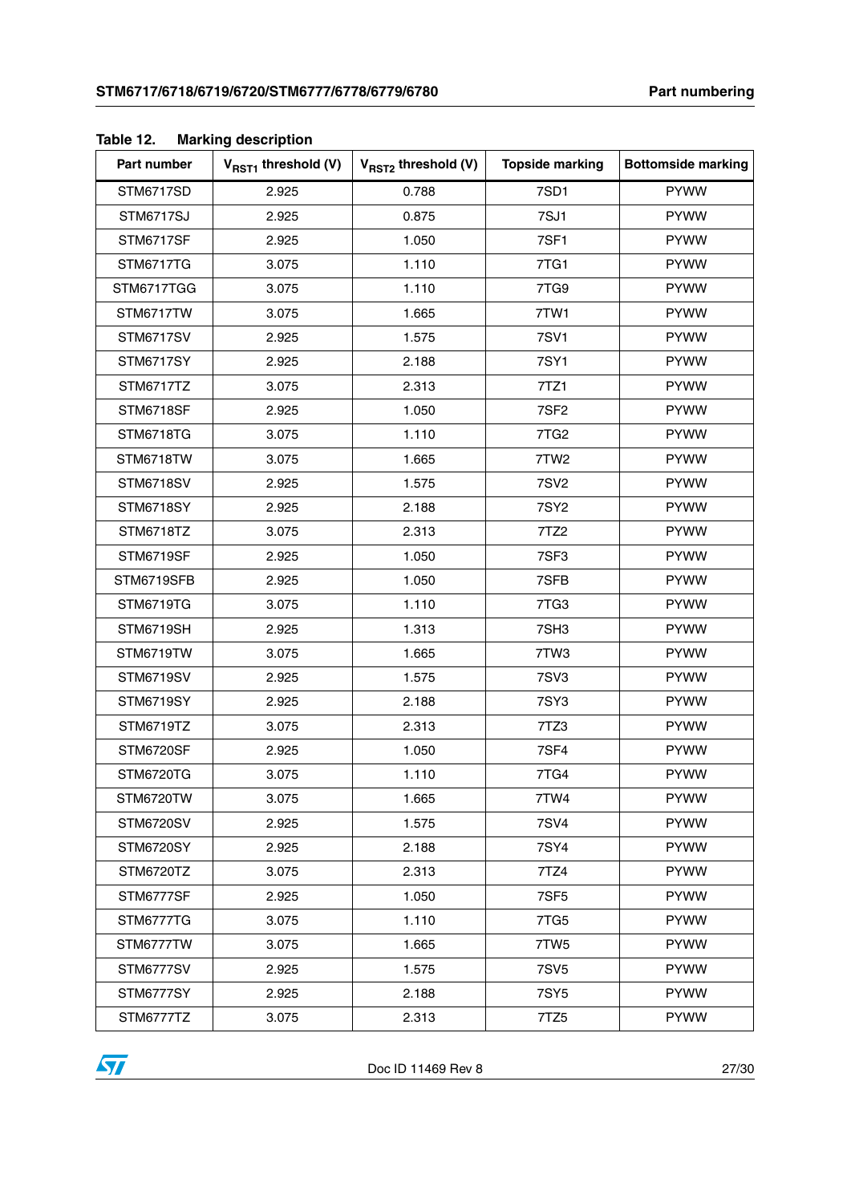Table 12. Marking description

| Part number | $V_{RST1}$ threshold (V) | $V_{RST2}$ threshold (V) | Topside marking | Bottomside marking |
|---|---|---|---|---|
| STM6717SD | 2.925 | 0.788 | 7SD1 | PYWW |
| STM6717SJ | 2.925 | 0.875 | 7SJ1 | PYWW |
| STM6717SF | 2.925 | 1.050 | 7SF1 | PYWW |
| STM6717TG | 3.075 | 1.110 | 7TG1 | PYWW |
| STM6717TGG | 3.075 | 1.110 | 7TG9 | PYWW |
| STM6717TW | 3.075 | 1.665 | 7TW1 | PYWW |
| STM6717SV | 2.925 | 1.575 | 7SV1 | PYWW |
| STM6717SY | 2.925 | 2.188 | 7SY1 | PYWW |
| STM6717TZ | 3.075 | 2.313 | 7TZ1 | PYWW |
| STM6718SF | 2.925 | 1.050 | 7SF2 | PYWW |
| STM6718TG | 3.075 | 1.110 | 7TG2 | PYWW |
| STM6718TW | 3.075 | 1.665 | 7TW2 | PYWW |
| STM6718SV | 2.925 | 1.575 | 7SV2 | PYWW |
| STM6718SY | 2.925 | 2.188 | 7SY2 | PYWW |
| STM6718TZ | 3.075 | 2.313 | 7TZ2 | PYWW |
| STM6719SF | 2.925 | 1.050 | 7SF3 | PYWW |
| STM6719SFB | 2.925 | 1.050 | 7SFB | PYWW |
| STM6719TG | 3.075 | 1.110 | 7TG3 | PYWW |
| STM6719SH | 2.925 | 1.313 | 7SH3 | PYWW |
| STM6719TW | 3.075 | 1.665 | 7TW3 | PYWW |
| STM6719SV | 2.925 | 1.575 | 7SV3 | PYWW |
| STM6719SY | 2.925 | 2.188 | 7SY3 | PYWW |
| STM6719TZ | 3.075 | 2.313 | 7TZ3 | PYWW |
| STM6720SF | 2.925 | 1.050 | 7SF4 | PYWW |
| STM6720TG | 3.075 | 1.110 | 7TG4 | PYWW |
| STM6720TW | 3.075 | 1.665 | 7TW4 | PYWW |
| STM6720SV | 2.925 | 1.575 | 7SV4 | PYWW |
| STM6720SY | 2.925 | 2.188 | 7SY4 | PYWW |
| STM6720TZ | 3.075 | 2.313 | 7TZ4 | PYWW |
| STM6777SF | 2.925 | 1.050 | 7SF5 | PYWW |
| STM6777TG | 3.075 | 1.110 | 7TG5 | PYWW |
| STM6777TW | 3.075 | 1.665 | 7TW5 | PYWW |
| STM6777SV | 2.925 | 1.575 | 7SV5 | PYWW |
| STM6777SY | 2.925 | 2.188 | 7SY5 | PYWW |
| STM6777TZ | 3.075 | 2.313 | 7TZ5 | PYWW |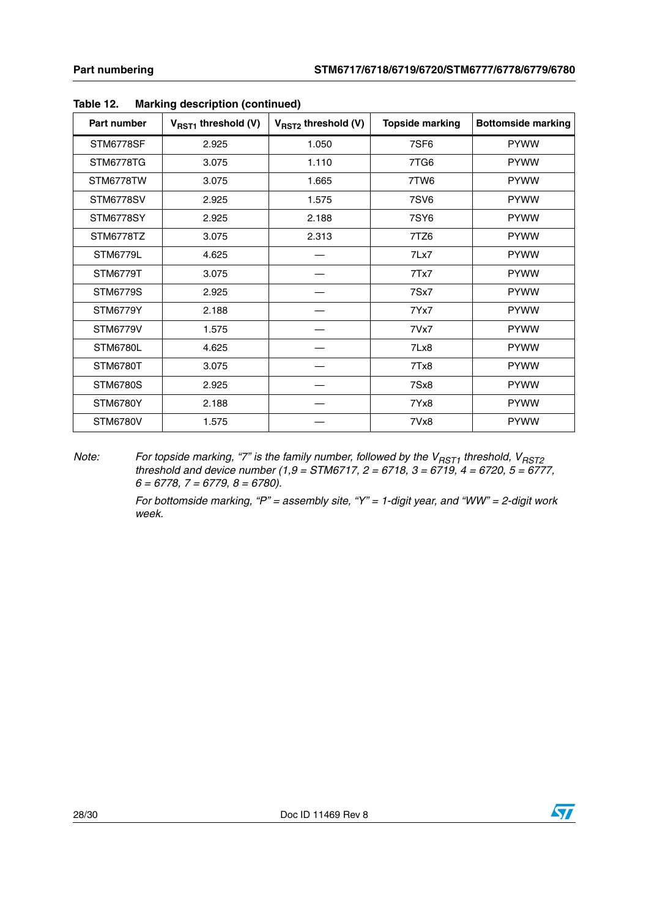**Table 12. Marking description (continued)**

| Part number | $V_{RST1}$ threshold (V) | $V_{RST2}$ threshold (V) | Topside marking | Bottomside marking |
|---|---|---|---|---|
| STM6778SF | 2.925 | 1.050 | 7SF6 | PYWW |
| STM6778TG | 3.075 | 1.110 | 7TG6 | PYWW |
| STM6778TW | 3.075 | 1.665 | 7TW6 | PYWW |
| STM6778SV | 2.925 | 1.575 | 7SV6 | PYWW |
| STM6778SY | 2.925 | 2.188 | 7SY6 | PYWW |
| STM6778TZ | 3.075 | 2.313 | 7TZ6 | PYWW |
| STM6779L | 4.625 | — | 7Lx7 | PYWW |
| STM6779T | 3.075 | — | 7Tx7 | PYWW |
| STM6779S | 2.925 | — | 7Sx7 | PYWW |
| STM6779Y | 2.188 | — | 7Yx7 | PYWW |
| STM6779V | 1.575 | — | 7Vx7 | PYWW |
| STM6780L | 4.625 | — | 7Lx8 | PYWW |
| STM6780T | 3.075 | — | 7Tx8 | PYWW |
| STM6780S | 2.925 | — | 7Sx8 | PYWW |
| STM6780Y | 2.188 | — | 7Yx8 | PYWW |
| STM6780V | 1.575 | — | 7Vx8 | PYWW |

*Note: For topside marking, "7" is the family number, followed by the $V_{RST1}$ threshold, $V_{RST2}$ threshold and device number (1,9 = STM6717, 2 = 6718, 3 = 6719, 4 = 6720, 5 = 6777, 6 = 6778, 7 = 6779, 8 = 6780).*

*For bottomside marking, "P" = assembly site, "Y" = 1-digit year, and "WW" = 2-digit work week.*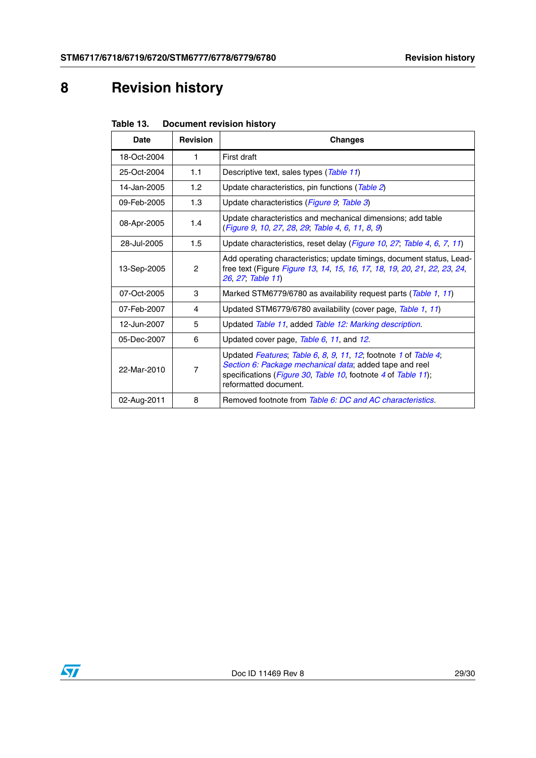# 8 Revision history

Table 13. Document revision history

| Date | Revision | Changes |
|---|---|---|
| 18-Oct-2004 | 1 | First draft |
| 25-Oct-2004 | 1.1 | Descriptive text, sales types (Table 11) |
| 14-Jan-2005 | 1.2 | Update characteristics, pin functions (Table 2) |
| 09-Feb-2005 | 1.3 | Update characteristics (Figure 9; Table 3) |
| 08-Apr-2005 | 1.4 | Update characteristics and mechanical dimensions; add table (Figure 9, 10, 27, 28, 29; Table 4, 6, 11, 8, 9) |
| 28-Jul-2005 | 1.5 | Update characteristics, reset delay (Figure 10, 27; Table 4, 6, 7, 11) |
| 13-Sep-2005 | 2 | Add operating characteristics; update timings, document status, Lead-free text (Figure Figure 13, 14, 15, 16, 17, 18, 19, 20, 21, 22, 23, 24, 26, 27; Table 11) |
| 07-Oct-2005 | 3 | Marked STM6779/6780 as availability request parts (Table 1, 11) |
| 07-Feb-2007 | 4 | Updated STM6779/6780 availability (cover page, Table 1, 11) |
| 12-Jun-2007 | 5 | Updated Table 11, added Table 12: Marking description. |
| 05-Dec-2007 | 6 | Updated cover page, Table 6, 11, and 12. |
| 22-Mar-2010 | 7 | Updated Features; Table 6, 8, 9, 11, 12; footnote 1 of Table 4; Section 6: Package mechanical data; added tape and reel specifications (Figure 30, Table 10, footnote 4 of Table 11); reformatted document. |
| 02-Aug-2011 | 8 | Removed footnote from Table 6: DC and AC characteristics. |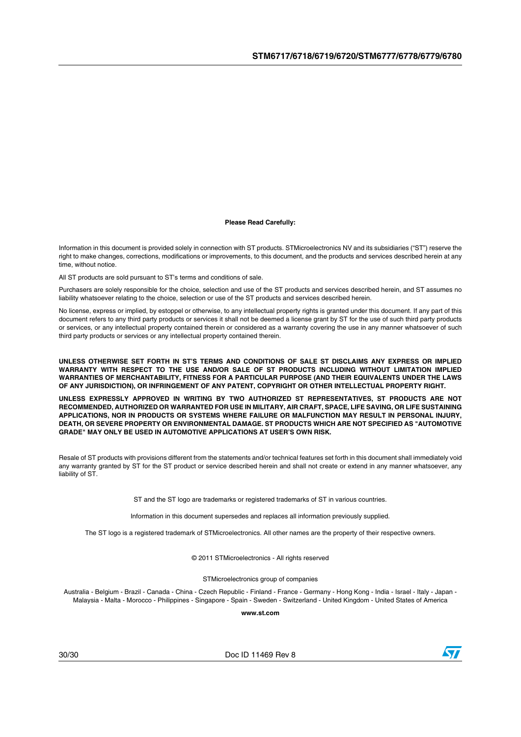**Please Read Carefully:**

Information in this document is provided solely in connection with ST products. STMicroelectronics NV and its subsidiaries ("ST") reserve the right to make changes, corrections, modifications or improvements, to this document, and the products and services described herein at any time, without notice.

All ST products are sold pursuant to ST's terms and conditions of sale.

Purchasers are solely responsible for the choice, selection and use of the ST products and services described herein, and ST assumes no liability whatsoever relating to the choice, selection or use of the ST products and services described herein.

No license, express or implied, by estoppel or otherwise, to any intellectual property rights is granted under this document. If any part of this document refers to any third party products or services it shall not be deemed a license grant by ST for the use of such third party products or services, or any intellectual property contained therein or considered as a warranty covering the use in any manner whatsoever of such third party products or services or any intellectual property contained therein.

**UNLESS OTHERWISE SET FORTH IN ST'S TERMS AND CONDITIONS OF SALE ST DISCLAIMS ANY EXPRESS OR IMPLIED WARRANTY WITH RESPECT TO THE USE AND/OR SALE OF ST PRODUCTS INCLUDING WITHOUT LIMITATION IMPLIED WARRANTIES OF MERCHANTABILITY, FITNESS FOR A PARTICULAR PURPOSE (AND THEIR EQUIVALENTS UNDER THE LAWS OF ANY JURISDICTION), OR INFRINGEMENT OF ANY PATENT, COPYRIGHT OR OTHER INTELLECTUAL PROPERTY RIGHT.**

**UNLESS EXPRESSLY APPROVED IN WRITING BY TWO AUTHORIZED ST REPRESENTATIVES, ST PRODUCTS ARE NOT RECOMMENDED, AUTHORIZED OR WARRANTED FOR USE IN MILITARY, AIR CRAFT, SPACE, LIFE SAVING, OR LIFE SUSTAINING APPLICATIONS, NOR IN PRODUCTS OR SYSTEMS WHERE FAILURE OR MALFUNCTION MAY RESULT IN PERSONAL INJURY, DEATH, OR SEVERE PROPERTY OR ENVIRONMENTAL DAMAGE. ST PRODUCTS WHICH ARE NOT SPECIFIED AS "AUTOMOTIVE GRADE" MAY ONLY BE USED IN AUTOMOTIVE APPLICATIONS AT USER'S OWN RISK.**

Resale of ST products with provisions different from the statements and/or technical features set forth in this document shall immediately void any warranty granted by ST for the ST product or service described herein and shall not create or extend in any manner whatsoever, any liability of ST.

ST and the ST logo are trademarks or registered trademarks of ST in various countries.

Information in this document supersedes and replaces all information previously supplied.

The ST logo is a registered trademark of STMicroelectronics. All other names are the property of their respective owners.

© 2011 STMicroelectronics - All rights reserved

STMicroelectronics group of companies

Australia - Belgium - Brazil - Canada - China - Czech Republic - Finland - France - Germany - Hong Kong - India - Israel - Italy - Japan - Malaysia - Malta - Morocco - Philippines - Singapore - Spain - Sweden - Switzerland - United Kingdom - United States of America

**www.st.com**